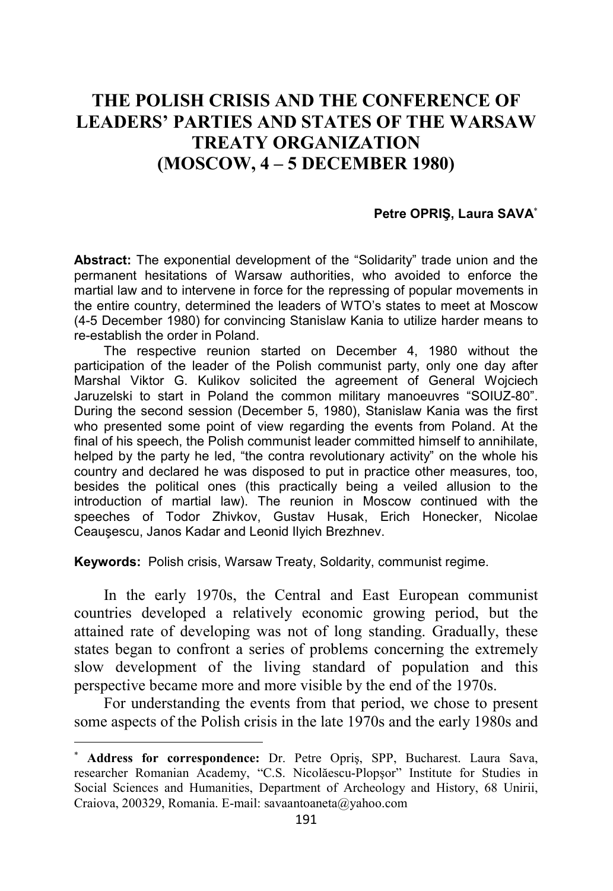# THE POLISH CRISIS AND THE CONFERENCE OF LEADERS' PARTIES AND STATES OF THE WARSAW TREATY ORGANIZATION (MOSCOW, 4 – 5 DECEMBER 1980)

**Petre OPRIŞ, Laura SAVA***

**Abstract:** The exponential development of the "Solidarity" trade union and the permanent hesitations of Warsaw authorities, who avoided to enforce the martial law and to intervene in force for the repressing of popular movements in the entire country, determined the leaders of WTO's states to meet at Moscow (4-5 December 1980) for convincing Stanislaw Kania to utilize harder means to re-establish the order in Poland.

The respective reunion started on December 4, 1980 without the participation of the leader of the Polish communist party, only one day after Marshal Viktor G. Kulikov solicited the agreement of General Wojciech Jaruzelski to start in Poland the common military manoeuvres "SOIUZ-80". During the second session (December 5, 1980), Stanislaw Kania was the first who presented some point of view regarding the events from Poland. At the final of his speech, the Polish communist leader committed himself to annihilate, helped by the party he led, "the contra revolutionary activity" on the whole his country and declared he was disposed to put in practice other measures, too, besides the political ones (this practically being a veiled allusion to the introduction of martial law). The reunion in Moscow continued with the speeches of Todor Zhivkov, Gustav Husak, Erich Honecker, Nicolae Ceauşescu, Janos Kadar and Leonid Ilyich Brezhnev.

**Keywords:** Polish crisis, Warsaw Treaty, Soldarity, communist regime.

In the early 1970s, the Central and East European communist countries developed a relatively economic growing period, but the attained rate of developing was not of long standing. Gradually, these states began to confront a series of problems concerning the extremely slow development of the living standard of population and this perspective became more and more visible by the end of the 1970s.

For understanding the events from that period, we chose to present some aspects of the Polish crisis in the late 1970s and the early 1980s and

---

\* **Address for correspondence:** Dr. Petre Opriş, SPP, Bucharest. Laura Sava, researcher Romanian Academy, "C.S. Nicolăescu-Plopşor" Institute for Studies in Social Sciences and Humanities, Department of Archeology and History, 68 Unirii, Craiova, 200329, Romania. E-mail: savaantoaneta@yahoo.com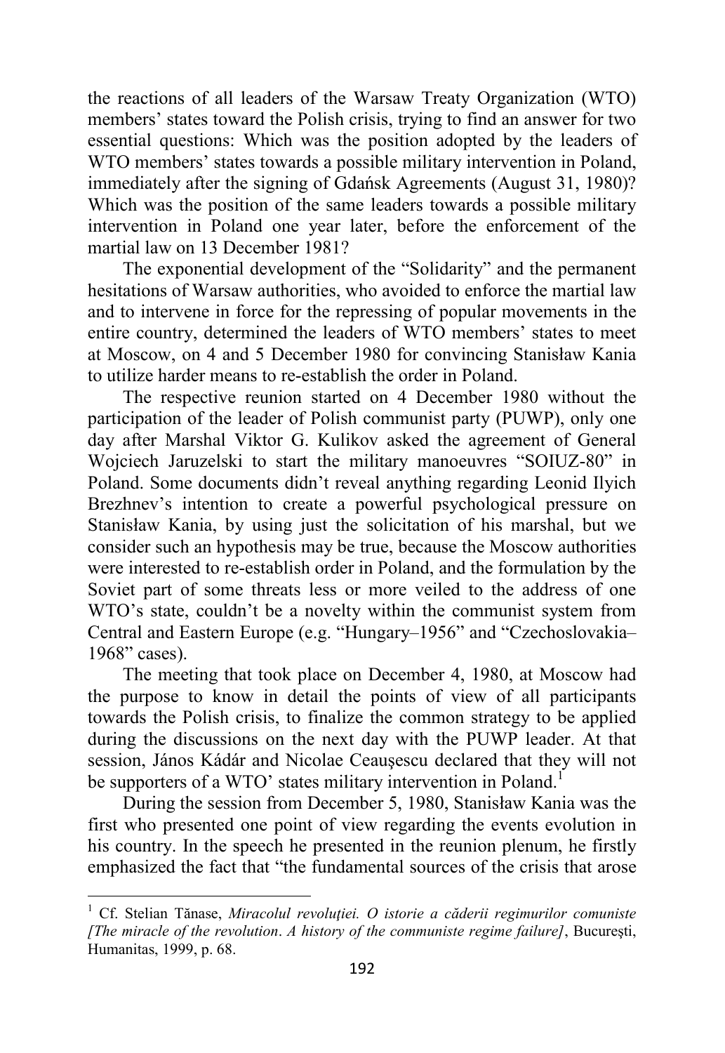the reactions of all leaders of the Warsaw Treaty Organization (WTO) members' states toward the Polish crisis, trying to find an answer for two essential questions: Which was the position adopted by the leaders of WTO members' states towards a possible military intervention in Poland, immediately after the signing of Gdańsk Agreements (August 31, 1980)? Which was the position of the same leaders towards a possible military intervention in Poland one year later, before the enforcement of the martial law on 13 December 1981?

The exponential development of the "Solidarity" and the permanent hesitations of Warsaw authorities, who avoided to enforce the martial law and to intervene in force for the repressing of popular movements in the entire country, determined the leaders of WTO members' states to meet at Moscow, on 4 and 5 December 1980 for convincing Stanisław Kania to utilize harder means to re-establish the order in Poland.

The respective reunion started on 4 December 1980 without the participation of the leader of Polish communist party (PUWP), only one day after Marshal Viktor G. Kulikov asked the agreement of General Wojciech Jaruzelski to start the military manoeuvres "SOIUZ-80" in Poland. Some documents didn't reveal anything regarding Leonid Ilyich Brezhnev's intention to create a powerful psychological pressure on Stanisław Kania, by using just the solicitation of his marshal, but we consider such an hypothesis may be true, because the Moscow authorities were interested to re-establish order in Poland, and the formulation by the Soviet part of some threats less or more veiled to the address of one WTO's state, couldn't be a novelty within the communist system from Central and Eastern Europe (e.g. "Hungary–1956" and "Czechoslovakia–1968" cases).

The meeting that took place on December 4, 1980, at Moscow had the purpose to know in detail the points of view of all participants towards the Polish crisis, to finalize the common strategy to be applied during the discussions on the next day with the PUWP leader. At that session, János Kádár and Nicolae Ceaușescu declared that they will not be supporters of a WTO' states military intervention in Poland.[1]

During the session from December 5, 1980, Stanisław Kania was the first who presented one point of view regarding the events evolution in his country. In the speech he presented in the reunion plenum, he firstly emphasized the fact that "the fundamental sources of the crisis that arose

---

[1] Cf. Stelian Tănase, *Miracolul revoluţiei. O istorie a căderii regimurilor comuniste [The miracle of the revolution. A history of the communiste regime failure]*, București, Humanitas, 1999, p. 68.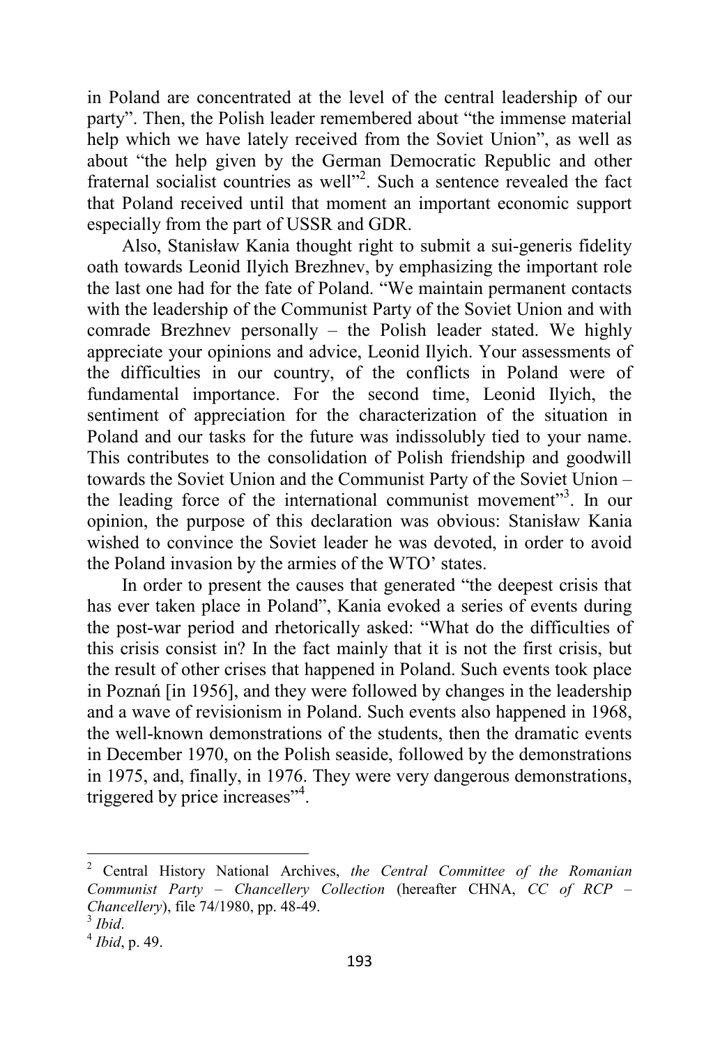in Poland are concentrated at the level of the central leadership of our party". Then, the Polish leader remembered about "the immense material help which we have lately received from the Soviet Union", as well as about "the help given by the German Democratic Republic and other fraternal socialist countries as well"[2]. Such a sentence revealed the fact that Poland received until that moment an important economic support especially from the part of USSR and GDR.

Also, Stanisław Kania thought right to submit a sui-generis fidelity oath towards Leonid Ilyich Brezhnev, by emphasizing the important role the last one had for the fate of Poland. "We maintain permanent contacts with the leadership of the Communist Party of the Soviet Union and with comrade Brezhnev personally – the Polish leader stated. We highly appreciate your opinions and advice, Leonid Ilyich. Your assessments of the difficulties in our country, of the conflicts in Poland were of fundamental importance. For the second time, Leonid Ilyich, the sentiment of appreciation for the characterization of the situation in Poland and our tasks for the future was indissolubly tied to your name. This contributes to the consolidation of Polish friendship and goodwill towards the Soviet Union and the Communist Party of the Soviet Union – the leading force of the international communist movement"[3]. In our opinion, the purpose of this declaration was obvious: Stanisław Kania wished to convince the Soviet leader he was devoted, in order to avoid the Poland invasion by the armies of the WTO' states.

In order to present the causes that generated "the deepest crisis that has ever taken place in Poland", Kania evoked a series of events during the post-war period and rhetorically asked: "What do the difficulties of this crisis consist in? In the fact mainly that it is not the first crisis, but the result of other crises that happened in Poland. Such events took place in Poznań [in 1956], and they were followed by changes in the leadership and a wave of revisionism in Poland. Such events also happened in 1968, the well-known demonstrations of the students, then the dramatic events in December 1970, on the Polish seaside, followed by the demonstrations in 1975, and, finally, in 1976. They were very dangerous demonstrations, triggered by price increases"[4].

---

[2] Central History National Archives, *the Central Committee of the Romanian Communist Party – Chancellery Collection* (hereafter CHNA, *CC of RCP – Chancellery*), file 74/1980, pp. 48-49.

[3] *Ibid*.

[4] *Ibid*, p. 49.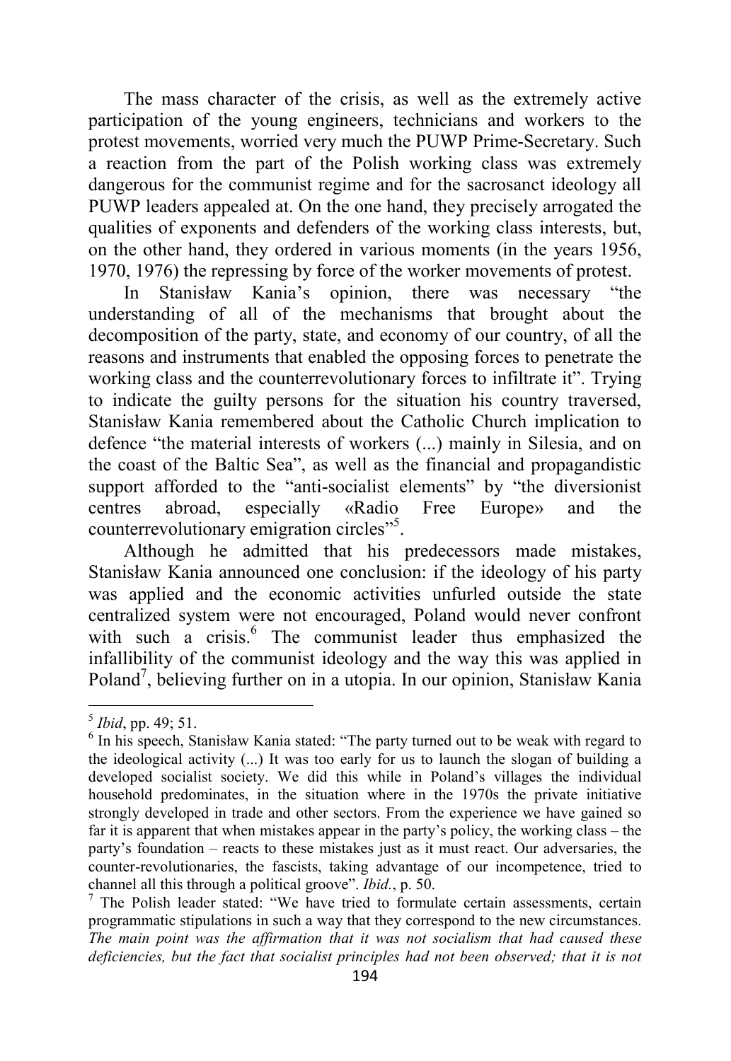The mass character of the crisis, as well as the extremely active participation of the young engineers, technicians and workers to the protest movements, worried very much the PUWP Prime-Secretary. Such a reaction from the part of the Polish working class was extremely dangerous for the communist regime and for the sacrosanct ideology all PUWP leaders appealed at. On the one hand, they precisely arrogated the qualities of exponents and defenders of the working class interests, but, on the other hand, they ordered in various moments (in the years 1956, 1970, 1976) the repressing by force of the worker movements of protest.

In Stanisław Kania's opinion, there was necessary "the understanding of all of the mechanisms that brought about the decomposition of the party, state, and economy of our country, of all the reasons and instruments that enabled the opposing forces to penetrate the working class and the counterrevolutionary forces to infiltrate it". Trying to indicate the guilty persons for the situation his country traversed, Stanisław Kania remembered about the Catholic Church implication to defence "the material interests of workers (...) mainly in Silesia, and on the coast of the Baltic Sea", as well as the financial and propagandistic support afforded to the "anti-socialist elements" by "the diversionist centres abroad, especially «Radio Free Europe» and the counterrevolutionary emigration circles"[5].

Although he admitted that his predecessors made mistakes, Stanisław Kania announced one conclusion: if the ideology of his party was applied and the economic activities unfurled outside the state centralized system were not encouraged, Poland would never confront with such a crisis.[6] The communist leader thus emphasized the infallibility of the communist ideology and the way this was applied in Poland[7], believing further on in a utopia. In our opinion, Stanisław Kania

---

[5] *Ibid*, pp. 49; 51.

[6] In his speech, Stanisław Kania stated: "The party turned out to be weak with regard to the ideological activity (...) It was too early for us to launch the slogan of building a developed socialist society. We did this while in Poland's villages the individual household predominates, in the situation where in the 1970s the private initiative strongly developed in trade and other sectors. From the experience we have gained so far it is apparent that when mistakes appear in the party's policy, the working class – the party's foundation – reacts to these mistakes just as it must react. Our adversaries, the counter-revolutionaries, the fascists, taking advantage of our incompetence, tried to channel all this through a political groove". *Ibid.*, p. 50.

[7] The Polish leader stated: "We have tried to formulate certain assessments, certain programmatic stipulations in such a way that they correspond to the new circumstances. *The main point was the affirmation that it was not socialism that had caused these deficiencies, but the fact that socialist principles had not been observed; that it is not*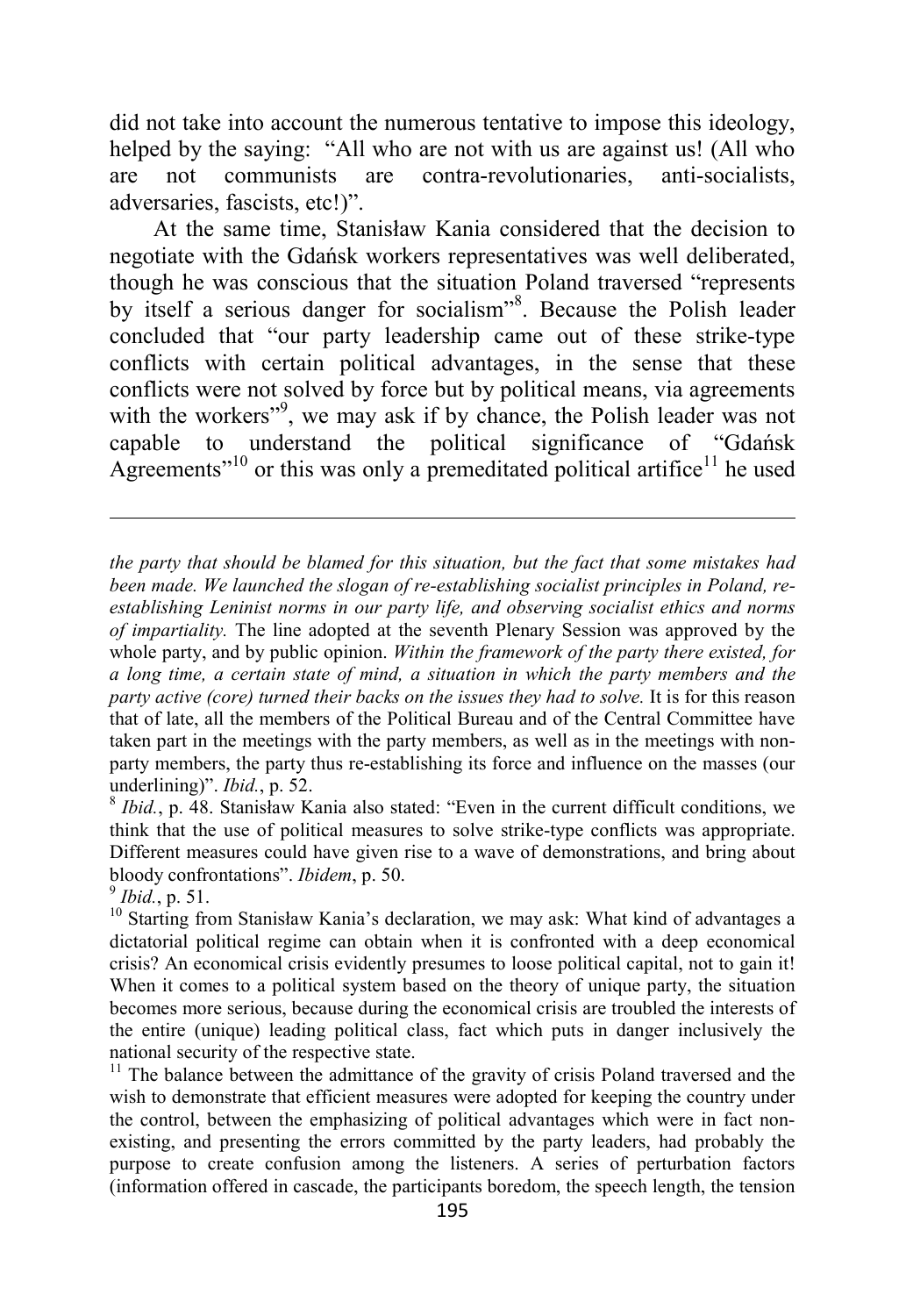did not take into account the numerous tentative to impose this ideology, helped by the saying: "All who are not with us are against us! (All who are not communists are contra-revolutionaries, anti-socialists, adversaries, fascists, etc!)".

At the same time, Stanisław Kania considered that the decision to negotiate with the Gdańsk workers representatives was well deliberated, though he was conscious that the situation Poland traversed "represents by itself a serious danger for socialism"[8]. Because the Polish leader concluded that "our party leadership came out of these strike-type conflicts with certain political advantages, in the sense that these conflicts were not solved by force but by political means, via agreements with the workers"[9], we may ask if by chance, the Polish leader was not capable to understand the political significance of "Gdańsk Agreements"[10] or this was only a premeditated political artifice[11] he used

---

*the party that should be blamed for this situation, but the fact that some mistakes had been made. We launched the slogan of re-establishing socialist principles in Poland, re-establishing Leninist norms in our party life, and observing socialist ethics and norms of impartiality.* The line adopted at the seventh Plenary Session was approved by the whole party, and by public opinion. *Within the framework of the party there existed, for a long time, a certain state of mind, a situation in which the party members and the party active (core) turned their backs on the issues they had to solve.* It is for this reason that of late, all the members of the Political Bureau and of the Central Committee have taken part in the meetings with the party members, as well as in the meetings with non-party members, the party thus re-establishing its force and influence on the masses (our underlining)". *Ibid.*, p. 52.

[8] *Ibid.*, p. 48. Stanisław Kania also stated: "Even in the current difficult conditions, we think that the use of political measures to solve strike-type conflicts was appropriate. Different measures could have given rise to a wave of demonstrations, and bring about bloody confrontations". *Ibidem*, p. 50.

[9] *Ibid.*, p. 51.

[10] Starting from Stanisław Kania's declaration, we may ask: What kind of advantages a dictatorial political regime can obtain when it is confronted with a deep economical crisis? An economical crisis evidently presumes to loose political capital, not to gain it! When it comes to a political system based on the theory of unique party, the situation becomes more serious, because during the economical crisis are troubled the interests of the entire (unique) leading political class, fact which puts in danger inclusively the national security of the respective state.

[11] The balance between the admittance of the gravity of crisis Poland traversed and the wish to demonstrate that efficient measures were adopted for keeping the country under the control, between the emphasizing of political advantages which were in fact non-existing, and presenting the errors committed by the party leaders, had probably the purpose to create confusion among the listeners. A series of perturbation factors (information offered in cascade, the participants boredom, the speech length, the tension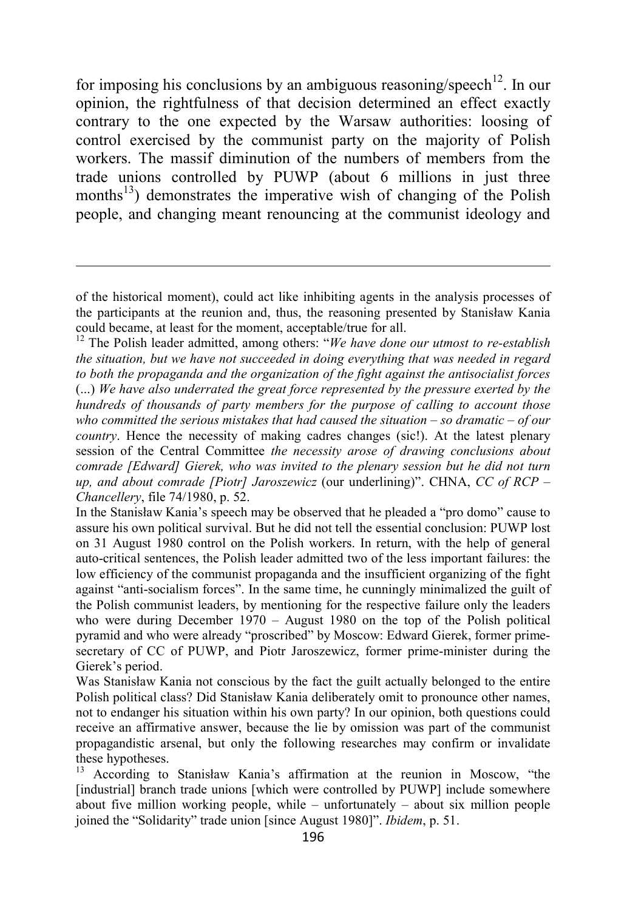for imposing his conclusions by an ambiguous reasoning/speech[12]. In our opinion, the rightfulness of that decision determined an effect exactly contrary to the one expected by the Warsaw authorities: loosing of control exercised by the communist party on the majority of Polish workers. The massif diminution of the numbers of members from the trade unions controlled by PUWP (about 6 millions in just three months[13]) demonstrates the imperative wish of changing of the Polish people, and changing meant renouncing at the communist ideology and

---

of the historical moment), could act like inhibiting agents in the analysis processes of the participants at the reunion and, thus, the reasoning presented by Stanisław Kania could became, at least for the moment, acceptable/true for all.

[12] The Polish leader admitted, among others: "*We have done our utmost to re-establish the situation, but we have not succeeded in doing everything that was needed in regard to both the propaganda and the organization of the fight against the antisocialist forces* (...) *We have also underrated the great force represented by the pressure exerted by the hundreds of thousands of party members for the purpose of calling to account those who committed the serious mistakes that had caused the situation – so dramatic – of our country*. Hence the necessity of making cadres changes (sic!). At the latest plenary session of the Central Committee *the necessity arose of drawing conclusions about comrade [Edward] Gierek, who was invited to the plenary session but he did not turn up, and about comrade [Piotr] Jaroszewicz* (our underlining)". CHNA, *CC of RCP – Chancellery*, file 74/1980, p. 52.

In the Stanisław Kania's speech may be observed that he pleaded a "pro domo" cause to assure his own political survival. But he did not tell the essential conclusion: PUWP lost on 31 August 1980 control on the Polish workers. In return, with the help of general auto-critical sentences, the Polish leader admitted two of the less important failures: the low efficiency of the communist propaganda and the insufficient organizing of the fight against "anti-socialism forces". In the same time, he cunningly minimalized the guilt of the Polish communist leaders, by mentioning for the respective failure only the leaders who were during December 1970 – August 1980 on the top of the Polish political pyramid and who were already "proscribed" by Moscow: Edward Gierek, former prime-secretary of CC of PUWP, and Piotr Jaroszewicz, former prime-minister during the Gierek's period.

Was Stanisław Kania not conscious by the fact the guilt actually belonged to the entire Polish political class? Did Stanisław Kania deliberately omit to pronounce other names, not to endanger his situation within his own party? In our opinion, both questions could receive an affirmative answer, because the lie by omission was part of the communist propagandistic arsenal, but only the following researches may confirm or invalidate these hypotheses.

[13] According to Stanisław Kania's affirmation at the reunion in Moscow, "the [industrial] branch trade unions [which were controlled by PUWP] include somewhere about five million working people, while – unfortunately – about six million people joined the "Solidarity" trade union [since August 1980]". *Ibidem*, p. 51.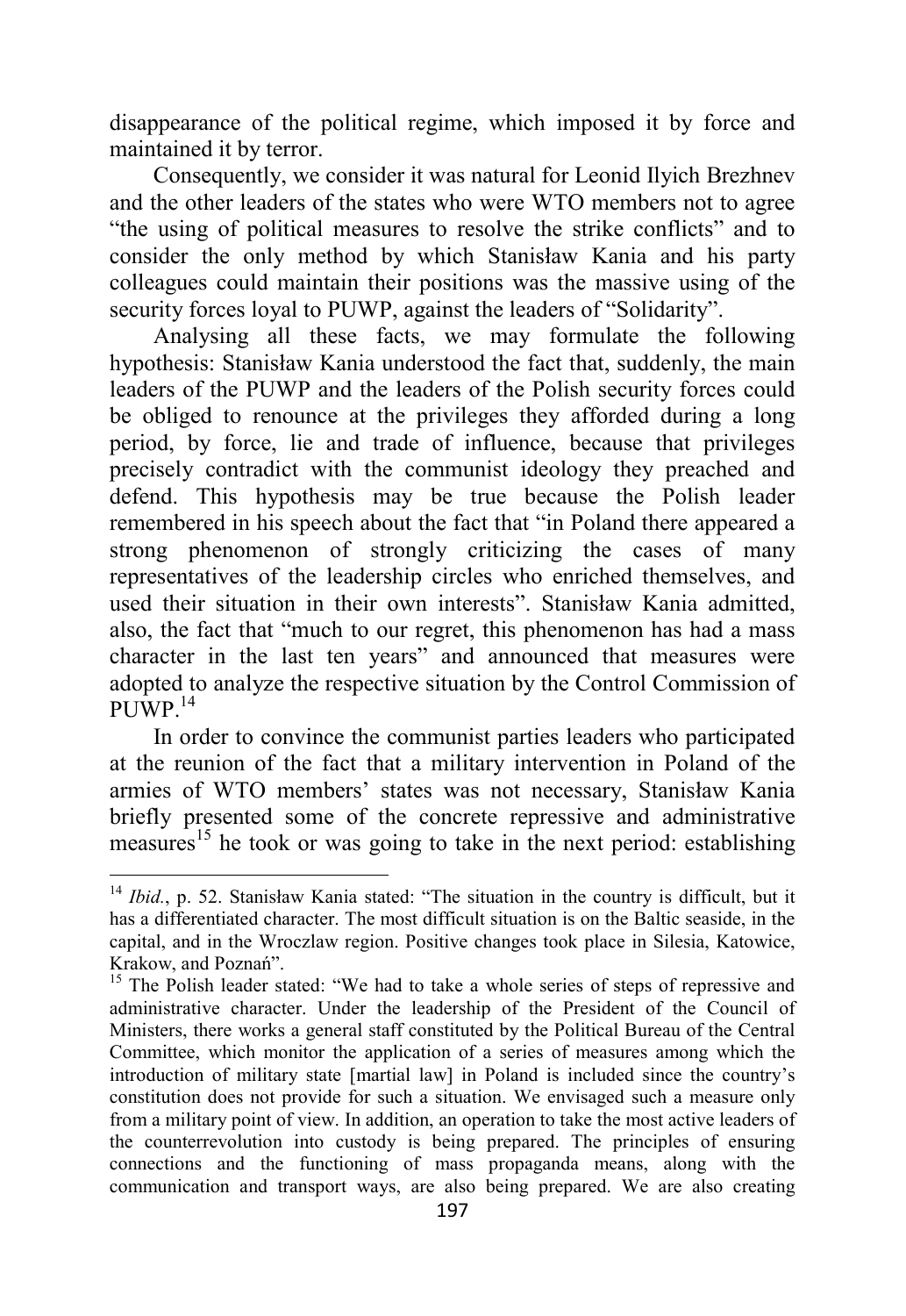disappearance of the political regime, which imposed it by force and maintained it by terror.

Consequently, we consider it was natural for Leonid Ilyich Brezhnev and the other leaders of the states who were WTO members not to agree "the using of political measures to resolve the strike conflicts" and to consider the only method by which Stanisław Kania and his party colleagues could maintain their positions was the massive using of the security forces loyal to PUWP, against the leaders of "Solidarity".

Analysing all these facts, we may formulate the following hypothesis: Stanisław Kania understood the fact that, suddenly, the main leaders of the PUWP and the leaders of the Polish security forces could be obliged to renounce at the privileges they afforded during a long period, by force, lie and trade of influence, because that privileges precisely contradict with the communist ideology they preached and defend. This hypothesis may be true because the Polish leader remembered in his speech about the fact that "in Poland there appeared a strong phenomenon of strongly criticizing the cases of many representatives of the leadership circles who enriched themselves, and used their situation in their own interests". Stanisław Kania admitted, also, the fact that "much to our regret, this phenomenon has had a mass character in the last ten years" and announced that measures were adopted to analyze the respective situation by the Control Commission of PUWP.[14]

In order to convince the communist parties leaders who participated at the reunion of the fact that a military intervention in Poland of the armies of WTO members' states was not necessary, Stanisław Kania briefly presented some of the concrete repressive and administrative measures[15] he took or was going to take in the next period: establishing

---

[14] *Ibid.*, p. 52. Stanisław Kania stated: "The situation in the country is difficult, but it has a differentiated character. The most difficult situation is on the Baltic seaside, in the capital, and in the Wroczlaw region. Positive changes took place in Silesia, Katowice, Krakow, and Poznań".

[15] The Polish leader stated: "We had to take a whole series of steps of repressive and administrative character. Under the leadership of the President of the Council of Ministers, there works a general staff constituted by the Political Bureau of the Central Committee, which monitor the application of a series of measures among which the introduction of military state [martial law] in Poland is included since the country's constitution does not provide for such a situation. We envisaged such a measure only from a military point of view. In addition, an operation to take the most active leaders of the counterrevolution into custody is being prepared. The principles of ensuring connections and the functioning of mass propaganda means, along with the communication and transport ways, are also being prepared. We are also creating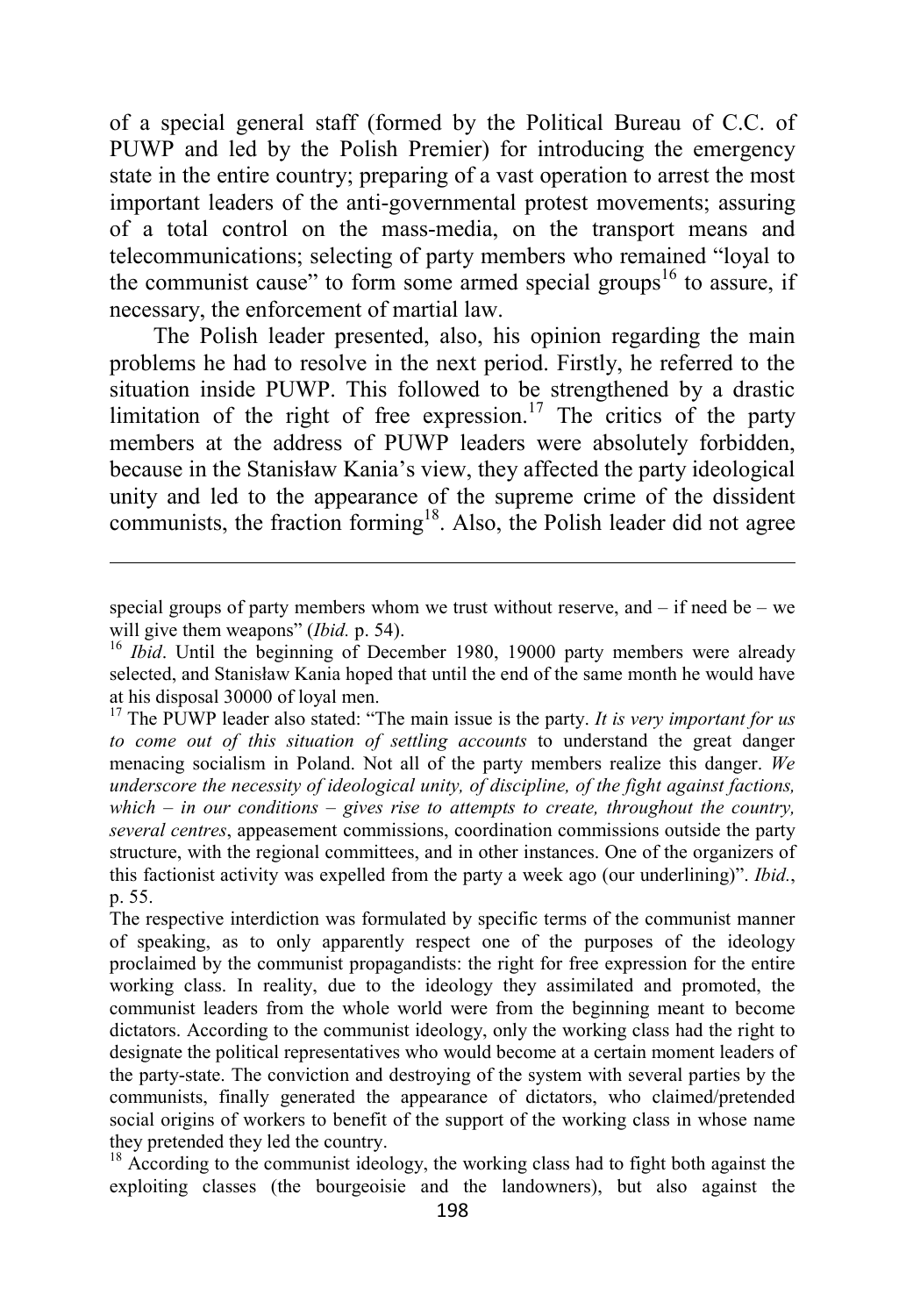of a special general staff (formed by the Political Bureau of C.C. of PUWP and led by the Polish Premier) for introducing the emergency state in the entire country; preparing of a vast operation to arrest the most important leaders of the anti-governmental protest movements; assuring of a total control on the mass-media, on the transport means and telecommunications; selecting of party members who remained "loyal to the communist cause" to form some armed special groups[16] to assure, if necessary, the enforcement of martial law.

The Polish leader presented, also, his opinion regarding the main problems he had to resolve in the next period. Firstly, he referred to the situation inside PUWP. This followed to be strengthened by a drastic limitation of the right of free expression.[17] The critics of the party members at the address of PUWP leaders were absolutely forbidden, because in the Stanisław Kania's view, they affected the party ideological unity and led to the appearance of the supreme crime of the dissident communists, the fraction forming[18]. Also, the Polish leader did not agree

---

special groups of party members whom we trust without reserve, and – if need be – we will give them weapons" (*Ibid.* p. 54).

[16] *Ibid*. Until the beginning of December 1980, 19000 party members were already selected, and Stanisław Kania hoped that until the end of the same month he would have at his disposal 30000 of loyal men.

[17] The PUWP leader also stated: "The main issue is the party. *It is very important for us to come out of this situation of settling accounts* to understand the great danger menacing socialism in Poland. Not all of the party members realize this danger. *We underscore the necessity of ideological unity, of discipline, of the fight against factions, which – in our conditions – gives rise to attempts to create, throughout the country, several centres*, appeasement commissions, coordination commissions outside the party structure, with the regional committees, and in other instances. One of the organizers of this factionist activity was expelled from the party a week ago (our underlining)". *Ibid.*, p. 55.

The respective interdiction was formulated by specific terms of the communist manner of speaking, as to only apparently respect one of the purposes of the ideology proclaimed by the communist propagandists: the right for free expression for the entire working class. In reality, due to the ideology they assimilated and promoted, the communist leaders from the whole world were from the beginning meant to become dictators. According to the communist ideology, only the working class had the right to designate the political representatives who would become at a certain moment leaders of the party-state. The conviction and destroying of the system with several parties by the communists, finally generated the appearance of dictators, who claimed/pretended social origins of workers to benefit of the support of the working class in whose name they pretended they led the country.

[18] According to the communist ideology, the working class had to fight both against the exploiting classes (the bourgeoisie and the landowners), but also against the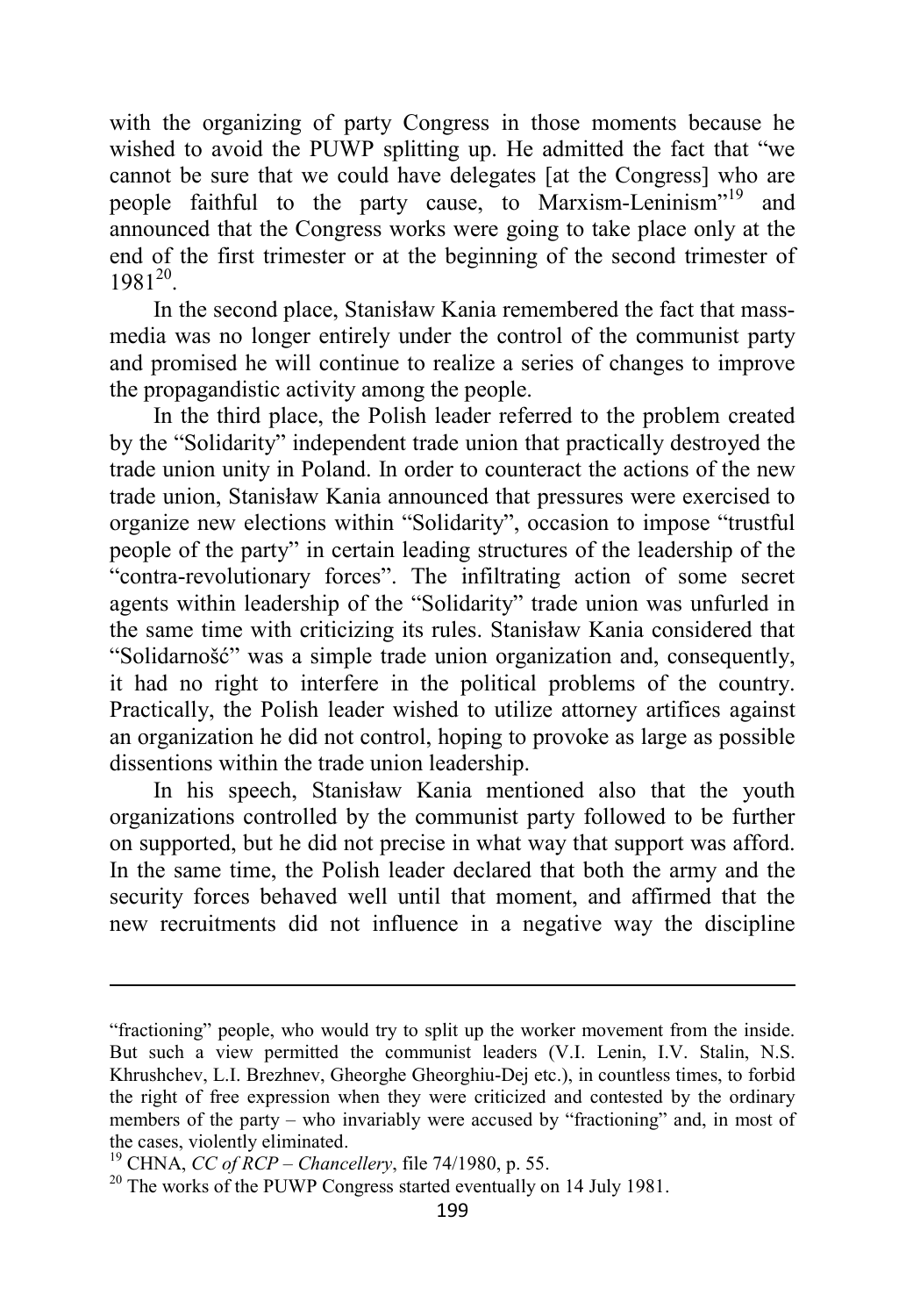with the organizing of party Congress in those moments because he wished to avoid the PUWP splitting up. He admitted the fact that "we cannot be sure that we could have delegates [at the Congress] who are people faithful to the party cause, to Marxism-Leninism"[19] and announced that the Congress works were going to take place only at the end of the first trimester or at the beginning of the second trimester of 1981[20].

In the second place, Stanisław Kania remembered the fact that mass-media was no longer entirely under the control of the communist party and promised he will continue to realize a series of changes to improve the propagandistic activity among the people.

In the third place, the Polish leader referred to the problem created by the "Solidarity" independent trade union that practically destroyed the trade union unity in Poland. In order to counteract the actions of the new trade union, Stanisław Kania announced that pressures were exercised to organize new elections within "Solidarity", occasion to impose "trustful people of the party" in certain leading structures of the leadership of the "contra-revolutionary forces". The infiltrating action of some secret agents within leadership of the "Solidarity" trade union was unfurled in the same time with criticizing its rules. Stanisław Kania considered that "Solidarnošć" was a simple trade union organization and, consequently, it had no right to interfere in the political problems of the country. Practically, the Polish leader wished to utilize attorney artifices against an organization he did not control, hoping to provoke as large as possible dissentions within the trade union leadership.

In his speech, Stanisław Kania mentioned also that the youth organizations controlled by the communist party followed to be further on supported, but he did not precise in what way that support was afford. In the same time, the Polish leader declared that both the army and the security forces behaved well until that moment, and affirmed that the new recruitments did not influence in a negative way the discipline

---

"fractioning" people, who would try to split up the worker movement from the inside. But such a view permitted the communist leaders (V.I. Lenin, I.V. Stalin, N.S. Khrushchev, L.I. Brezhnev, Gheorghe Gheorghiu-Dej etc.), in countless times, to forbid the right of free expression when they were criticized and contested by the ordinary members of the party – who invariably were accused by "fractioning" and, in most of the cases, violently eliminated.

[19] CHNA, *CC of RCP – Chancellery*, file 74/1980, p. 55.

[20] The works of the PUWP Congress started eventually on 14 July 1981.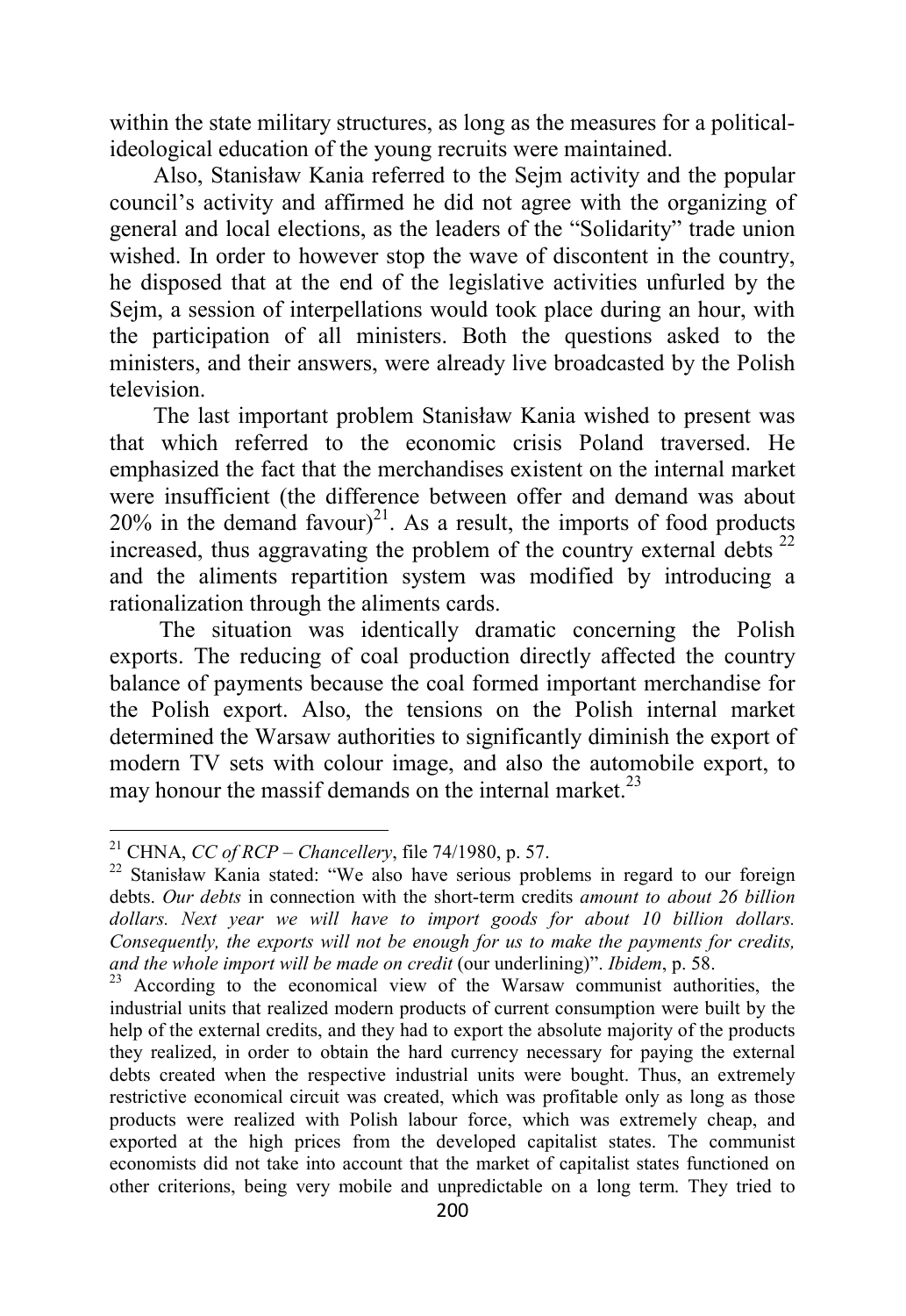within the state military structures, as long as the measures for a political-ideological education of the young recruits were maintained.

Also, Stanisław Kania referred to the Sejm activity and the popular council's activity and affirmed he did not agree with the organizing of general and local elections, as the leaders of the "Solidarity" trade union wished. In order to however stop the wave of discontent in the country, he disposed that at the end of the legislative activities unfurled by the Sejm, a session of interpellations would took place during an hour, with the participation of all ministers. Both the questions asked to the ministers, and their answers, were already live broadcasted by the Polish television.

The last important problem Stanisław Kania wished to present was that which referred to the economic crisis Poland traversed. He emphasized the fact that the merchandises existent on the internal market were insufficient (the difference between offer and demand was about 20% in the demand favour)[21]. As a result, the imports of food products increased, thus aggravating the problem of the country external debts [22] and the aliments repartition system was modified by introducing a rationalization through the aliments cards.

The situation was identically dramatic concerning the Polish exports. The reducing of coal production directly affected the country balance of payments because the coal formed important merchandise for the Polish export. Also, the tensions on the Polish internal market determined the Warsaw authorities to significantly diminish the export of modern TV sets with colour image, and also the automobile export, to may honour the massif demands on the internal market.[23]

---

[21] CHNA, *CC of RCP – Chancellery*, file 74/1980, p. 57.

[22] Stanisław Kania stated: "We also have serious problems in regard to our foreign debts. *Our debts* in connection with the short-term credits *amount to about 26 billion dollars. Next year we will have to import goods for about 10 billion dollars. Consequently, the exports will not be enough for us to make the payments for credits, and the whole import will be made on credit* (our underlining)". *Ibidem*, p. 58.

[23] According to the economical view of the Warsaw communist authorities, the industrial units that realized modern products of current consumption were built by the help of the external credits, and they had to export the absolute majority of the products they realized, in order to obtain the hard currency necessary for paying the external debts created when the respective industrial units were bought. Thus, an extremely restrictive economical circuit was created, which was profitable only as long as those products were realized with Polish labour force, which was extremely cheap, and exported at the high prices from the developed capitalist states. The communist economists did not take into account that the market of capitalist states functioned on other criterions, being very mobile and unpredictable on a long term. They tried to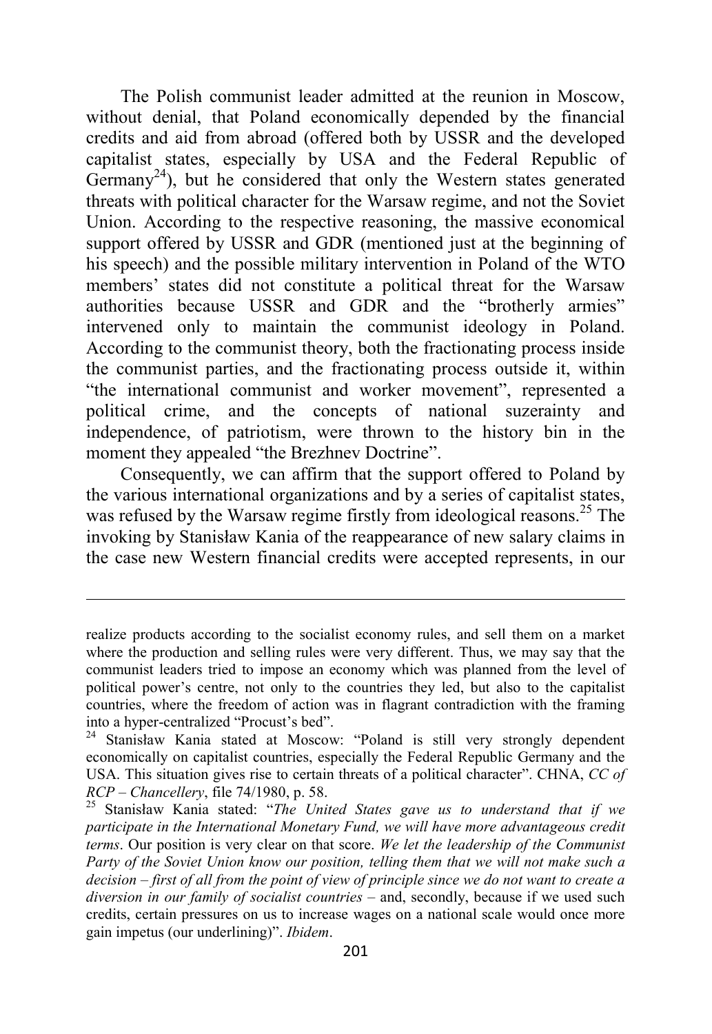The Polish communist leader admitted at the reunion in Moscow, without denial, that Poland economically depended by the financial credits and aid from abroad (offered both by USSR and the developed capitalist states, especially by USA and the Federal Republic of Germany[24]), but he considered that only the Western states generated threats with political character for the Warsaw regime, and not the Soviet Union. According to the respective reasoning, the massive economical support offered by USSR and GDR (mentioned just at the beginning of his speech) and the possible military intervention in Poland of the WTO members' states did not constitute a political threat for the Warsaw authorities because USSR and GDR and the "brotherly armies" intervened only to maintain the communist ideology in Poland. According to the communist theory, both the fractionating process inside the communist parties, and the fractionating process outside it, within "the international communist and worker movement", represented a political crime, and the concepts of national suzerainty and independence, of patriotism, were thrown to the history bin in the moment they appealed "the Brezhnev Doctrine".

Consequently, we can affirm that the support offered to Poland by the various international organizations and by a series of capitalist states, was refused by the Warsaw regime firstly from ideological reasons.[25] The invoking by Stanisław Kania of the reappearance of new salary claims in the case new Western financial credits were accepted represents, in our

---

realize products according to the socialist economy rules, and sell them on a market where the production and selling rules were very different. Thus, we may say that the communist leaders tried to impose an economy which was planned from the level of political power's centre, not only to the countries they led, but also to the capitalist countries, where the freedom of action was in flagrant contradiction with the framing into a hyper-centralized "Procust's bed".

[24] Stanisław Kania stated at Moscow: "Poland is still very strongly dependent economically on capitalist countries, especially the Federal Republic Germany and the USA. This situation gives rise to certain threats of a political character". CHNA, *CC of RCP – Chancellery*, file 74/1980, p. 58.

[25] Stanisław Kania stated: "*The United States gave us to understand that if we participate in the International Monetary Fund, we will have more advantageous credit terms*. Our position is very clear on that score. *We let the leadership of the Communist Party of the Soviet Union know our position, telling them that we will not make such a decision – first of all from the point of view of principle since we do not want to create a diversion in our family of socialist countries* – and, secondly, because if we used such credits, certain pressures on us to increase wages on a national scale would once more gain impetus (our underlining)". *Ibidem*.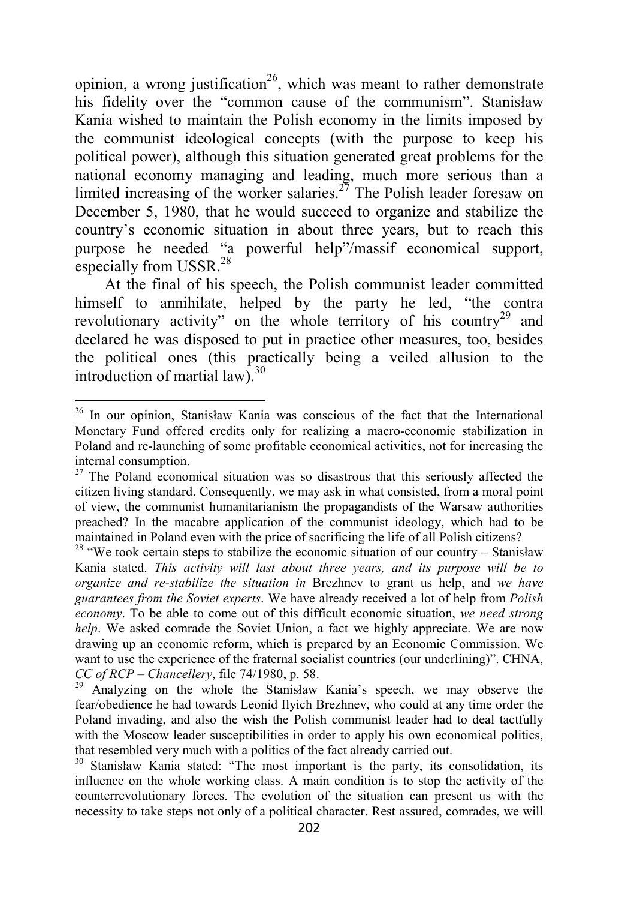opinion, a wrong justification[26], which was meant to rather demonstrate his fidelity over the "common cause of the communism". Stanisław Kania wished to maintain the Polish economy in the limits imposed by the communist ideological concepts (with the purpose to keep his political power), although this situation generated great problems for the national economy managing and leading, much more serious than a limited increasing of the worker salaries.[27] The Polish leader foresaw on December 5, 1980, that he would succeed to organize and stabilize the country's economic situation in about three years, but to reach this purpose he needed "a powerful help"/massif economical support, especially from USSR.[28]

At the final of his speech, the Polish communist leader committed himself to annihilate, helped by the party he led, "the contra revolutionary activity" on the whole territory of his country[29] and declared he was disposed to put in practice other measures, too, besides the political ones (this practically being a veiled allusion to the introduction of martial law).[30]

---

[26] In our opinion, Stanisław Kania was conscious of the fact that the International Monetary Fund offered credits only for realizing a macro-economic stabilization in Poland and re-launching of some profitable economical activities, not for increasing the internal consumption.

[27] The Poland economical situation was so disastrous that this seriously affected the citizen living standard. Consequently, we may ask in what consisted, from a moral point of view, the communist humanitarianism the propagandists of the Warsaw authorities preached? In the macabre application of the communist ideology, which had to be maintained in Poland even with the price of sacrificing the life of all Polish citizens?

[28] "We took certain steps to stabilize the economic situation of our country – Stanisław Kania stated. *This activity will last about three years, and its purpose will be to organize and re-stabilize the situation in* Brezhnev to grant us help, and *we have guarantees from the Soviet experts*. We have already received a lot of help from *Polish economy*. To be able to come out of this difficult economic situation, *we need strong help*. We asked comrade the Soviet Union, a fact we highly appreciate. We are now drawing up an economic reform, which is prepared by an Economic Commission. We want to use the experience of the fraternal socialist countries (our underlining)". CHNA, *CC of RCP – Chancellery*, file 74/1980, p. 58.

[29] Analyzing on the whole the Stanisław Kania's speech, we may observe the fear/obedience he had towards Leonid Ilyich Brezhnev, who could at any time order the Poland invading, and also the wish the Polish communist leader had to deal tactfully with the Moscow leader susceptibilities in order to apply his own economical politics, that resembled very much with a politics of the fact already carried out.

[30] Stanisław Kania stated: "The most important is the party, its consolidation, its influence on the whole working class. A main condition is to stop the activity of the counterrevolutionary forces. The evolution of the situation can present us with the necessity to take steps not only of a political character. Rest assured, comrades, we will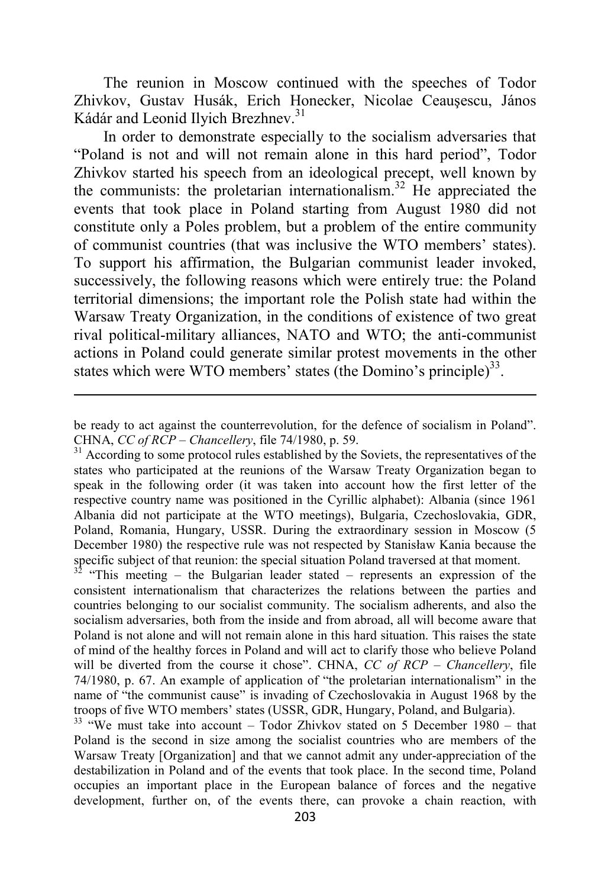The reunion in Moscow continued with the speeches of Todor Zhivkov, Gustav Husák, Erich Honecker, Nicolae Ceauşescu, János Kádár and Leonid Ilyich Brezhnev.[31]

In order to demonstrate especially to the socialism adversaries that "Poland is not and will not remain alone in this hard period", Todor Zhivkov started his speech from an ideological precept, well known by the communists: the proletarian internationalism.[32] He appreciated the events that took place in Poland starting from August 1980 did not constitute only a Poles problem, but a problem of the entire community of communist countries (that was inclusive the WTO members' states). To support his affirmation, the Bulgarian communist leader invoked, successively, the following reasons which were entirely true: the Poland territorial dimensions; the important role the Polish state had within the Warsaw Treaty Organization, in the conditions of existence of two great rival political-military alliances, NATO and WTO; the anti-communist actions in Poland could generate similar protest movements in the other states which were WTO members' states (the Domino's principle)[33].

---

be ready to act against the counterrevolution, for the defence of socialism in Poland". CHNA, *CC of RCP – Chancellery*, file 74/1980, p. 59.

[31] According to some protocol rules established by the Soviets, the representatives of the states who participated at the reunions of the Warsaw Treaty Organization began to speak in the following order (it was taken into account how the first letter of the respective country name was positioned in the Cyrillic alphabet): Albania (since 1961 Albania did not participate at the WTO meetings), Bulgaria, Czechoslovakia, GDR, Poland, Romania, Hungary, USSR. During the extraordinary session in Moscow (5 December 1980) the respective rule was not respected by Stanisław Kania because the specific subject of that reunion: the special situation Poland traversed at that moment.

[32] "This meeting – the Bulgarian leader stated – represents an expression of the consistent internationalism that characterizes the relations between the parties and countries belonging to our socialist community. The socialism adherents, and also the socialism adversaries, both from the inside and from abroad, all will become aware that Poland is not alone and will not remain alone in this hard situation. This raises the state of mind of the healthy forces in Poland and will act to clarify those who believe Poland will be diverted from the course it chose". CHNA, *CC of RCP – Chancellery*, file 74/1980, p. 67. An example of application of "the proletarian internationalism" in the name of "the communist cause" is invading of Czechoslovakia in August 1968 by the troops of five WTO members' states (USSR, GDR, Hungary, Poland, and Bulgaria).

[33] "We must take into account – Todor Zhivkov stated on 5 December 1980 – that Poland is the second in size among the socialist countries who are members of the Warsaw Treaty [Organization] and that we cannot admit any under-appreciation of the destabilization in Poland and of the events that took place. In the second time, Poland occupies an important place in the European balance of forces and the negative development, further on, of the events there, can provoke a chain reaction, with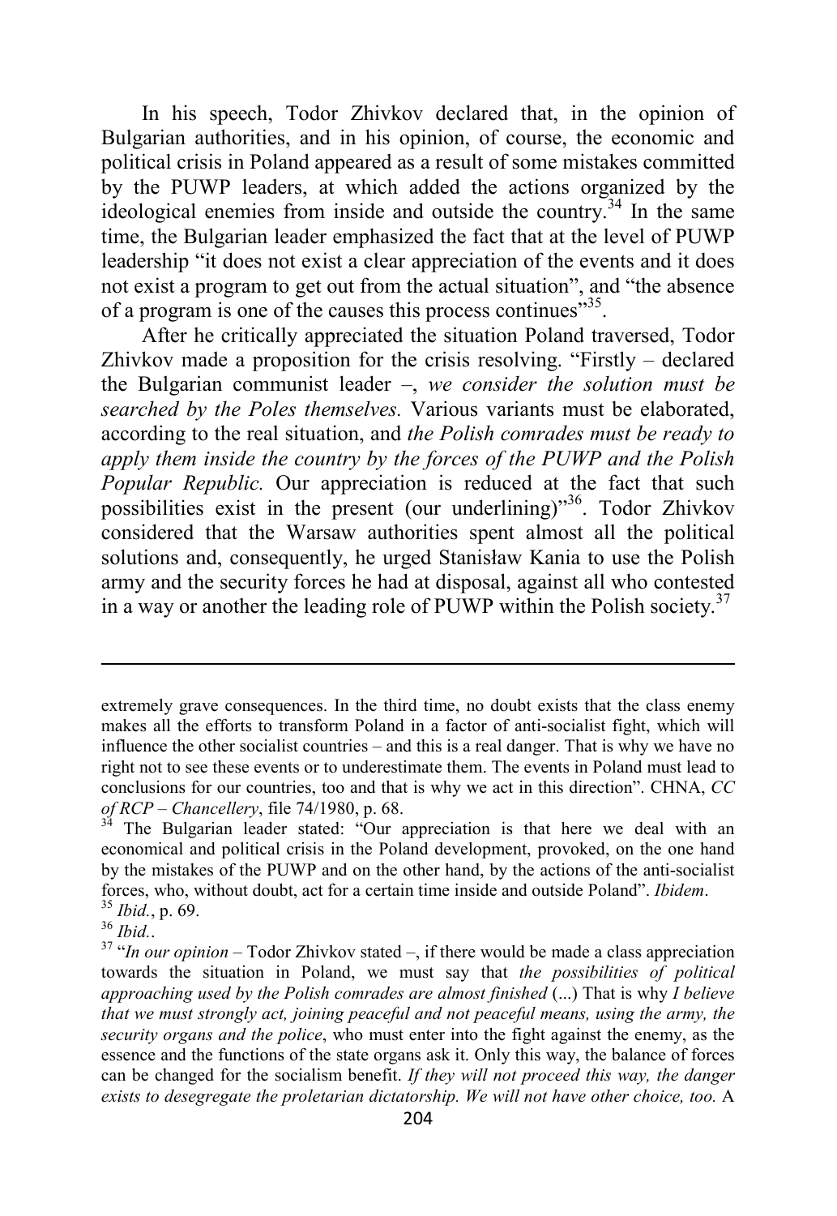In his speech, Todor Zhivkov declared that, in the opinion of Bulgarian authorities, and in his opinion, of course, the economic and political crisis in Poland appeared as a result of some mistakes committed by the PUWP leaders, at which added the actions organized by the ideological enemies from inside and outside the country.[34] In the same time, the Bulgarian leader emphasized the fact that at the level of PUWP leadership "it does not exist a clear appreciation of the events and it does not exist a program to get out from the actual situation", and "the absence of a program is one of the causes this process continues"[35].

After he critically appreciated the situation Poland traversed, Todor Zhivkov made a proposition for the crisis resolving. "Firstly – declared the Bulgarian communist leader –, *we consider the solution must be searched by the Poles themselves.* Various variants must be elaborated, according to the real situation, and *the Polish comrades must be ready to apply them inside the country by the forces of the PUWP and the Polish Popular Republic.* Our appreciation is reduced at the fact that such possibilities exist in the present (our underlining)"[36]. Todor Zhivkov considered that the Warsaw authorities spent almost all the political solutions and, consequently, he urged Stanisław Kania to use the Polish army and the security forces he had at disposal, against all who contested in a way or another the leading role of PUWP within the Polish society.[37]

---

extremely grave consequences. In the third time, no doubt exists that the class enemy makes all the efforts to transform Poland in a factor of anti-socialist fight, which will influence the other socialist countries – and this is a real danger. That is why we have no right not to see these events or to underestimate them. The events in Poland must lead to conclusions for our countries, too and that is why we act in this direction". CHNA, *CC of RCP – Chancellery*, file 74/1980, p. 68.

[34] The Bulgarian leader stated: "Our appreciation is that here we deal with an economical and political crisis in the Poland development, provoked, on the one hand by the mistakes of the PUWP and on the other hand, by the actions of the anti-socialist forces, who, without doubt, act for a certain time inside and outside Poland". *Ibidem*.

[35] *Ibid.*, p. 69.

[36] *Ibid.*.

[37] "*In our opinion* – Todor Zhivkov stated –, if there would be made a class appreciation towards the situation in Poland, we must say that *the possibilities of political approaching used by the Polish comrades are almost finished* (...) That is why *I believe that we must strongly act, joining peaceful and not peaceful means, using the army, the security organs and the police*, who must enter into the fight against the enemy, as the essence and the functions of the state organs ask it. Only this way, the balance of forces can be changed for the socialism benefit. *If they will not proceed this way, the danger exists to desegregate the proletarian dictatorship. We will not have other choice, too.* A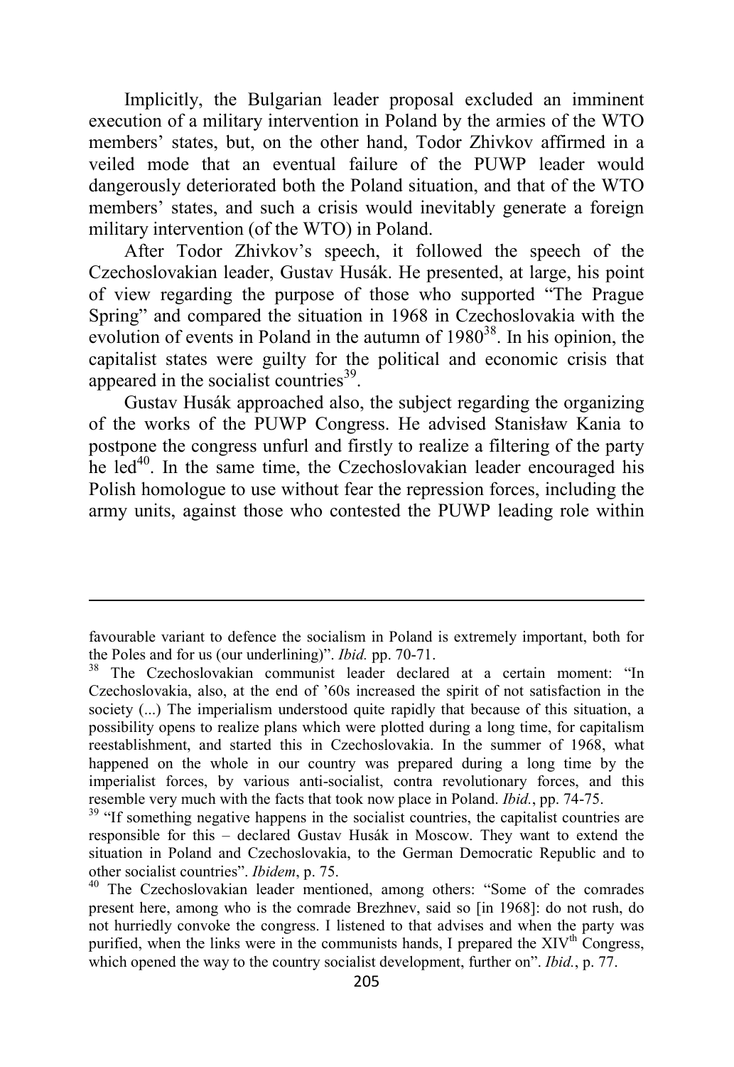Implicitly, the Bulgarian leader proposal excluded an imminent execution of a military intervention in Poland by the armies of the WTO members' states, but, on the other hand, Todor Zhivkov affirmed in a veiled mode that an eventual failure of the PUWP leader would dangerously deteriorated both the Poland situation, and that of the WTO members' states, and such a crisis would inevitably generate a foreign military intervention (of the WTO) in Poland.

After Todor Zhivkov's speech, it followed the speech of the Czechoslovakian leader, Gustav Husák. He presented, at large, his point of view regarding the purpose of those who supported "The Prague Spring" and compared the situation in 1968 in Czechoslovakia with the evolution of events in Poland in the autumn of 1980[38]. In his opinion, the capitalist states were guilty for the political and economic crisis that appeared in the socialist countries[39].

Gustav Husák approached also, the subject regarding the organizing of the works of the PUWP Congress. He advised Stanisław Kania to postpone the congress unfurl and firstly to realize a filtering of the party he led[40]. In the same time, the Czechoslovakian leader encouraged his Polish homologue to use without fear the repression forces, including the army units, against those who contested the PUWP leading role within

---

favourable variant to defence the socialism in Poland is extremely important, both for the Poles and for us (our underlining)". *Ibid.* pp. 70-71.

[38] The Czechoslovakian communist leader declared at a certain moment: "In Czechoslovakia, also, at the end of '60s increased the spirit of not satisfaction in the society (...) The imperialism understood quite rapidly that because of this situation, a possibility opens to realize plans which were plotted during a long time, for capitalism reestablishment, and started this in Czechoslovakia. In the summer of 1968, what happened on the whole in our country was prepared during a long time by the imperialist forces, by various anti-socialist, contra revolutionary forces, and this resemble very much with the facts that took now place in Poland. *Ibid.*, pp. 74-75.

[39] "If something negative happens in the socialist countries, the capitalist countries are responsible for this – declared Gustav Husák in Moscow. They want to extend the situation in Poland and Czechoslovakia, to the German Democratic Republic and to other socialist countries". *Ibidem*, p. 75.

[40] The Czechoslovakian leader mentioned, among others: "Some of the comrades present here, among who is the comrade Brezhnev, said so [in 1968]: do not rush, do not hurriedly convoke the congress. I listened to that advises and when the party was purified, when the links were in the communists hands, I prepared the XIV[th] Congress, which opened the way to the country socialist development, further on". *Ibid.*, p. 77.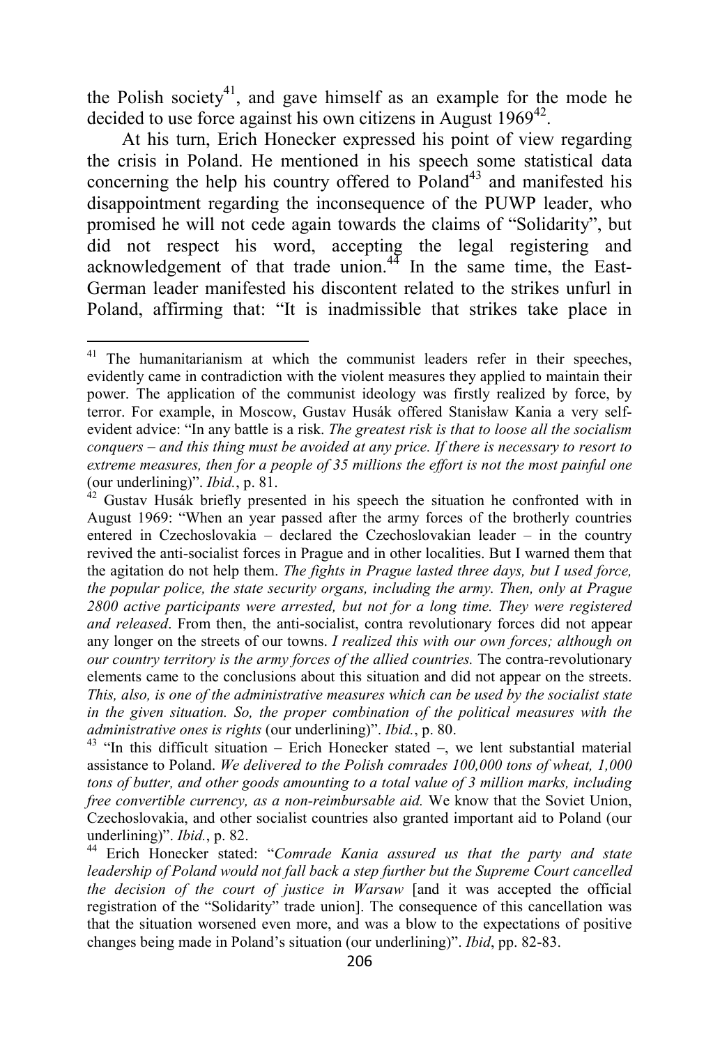the Polish society[41], and gave himself as an example for the mode he decided to use force against his own citizens in August 1969[42].

At his turn, Erich Honecker expressed his point of view regarding the crisis in Poland. He mentioned in his speech some statistical data concerning the help his country offered to Poland[43] and manifested his disappointment regarding the inconsequence of the PUWP leader, who promised he will not cede again towards the claims of "Solidarity", but did not respect his word, accepting the legal registering and acknowledgement of that trade union.[44] In the same time, the East-German leader manifested his discontent related to the strikes unfurl in Poland, affirming that: "It is inadmissible that strikes take place in

---

[41] The humanitarianism at which the communist leaders refer in their speeches, evidently came in contradiction with the violent measures they applied to maintain their power. The application of the communist ideology was firstly realized by force, by terror. For example, in Moscow, Gustav Husák offered Stanisław Kania a very self-evident advice: "In any battle is a risk. *The greatest risk is that to loose all the socialism conquers – and this thing must be avoided at any price. If there is necessary to resort to extreme measures, then for a people of 35 millions the effort is not the most painful one* (our underlining)". *Ibid.*, p. 81.

[42] Gustav Husák briefly presented in his speech the situation he confronted with in August 1969: "When an year passed after the army forces of the brotherly countries entered in Czechoslovakia – declared the Czechoslovakian leader – in the country revived the anti-socialist forces in Prague and in other localities. But I warned them that the agitation do not help them. *The fights in Prague lasted three days, but I used force, the popular police, the state security organs, including the army. Then, only at Prague 2800 active participants were arrested, but not for a long time. They were registered and released*. From then, the anti-socialist, contra revolutionary forces did not appear any longer on the streets of our towns. *I realized this with our own forces; although on our country territory is the army forces of the allied countries.* The contra-revolutionary elements came to the conclusions about this situation and did not appear on the streets. *This, also, is one of the administrative measures which can be used by the socialist state in the given situation. So, the proper combination of the political measures with the administrative ones is rights* (our underlining)". *Ibid.*, p. 80.

[43] "In this difficult situation – Erich Honecker stated –, we lent substantial material assistance to Poland. *We delivered to the Polish comrades 100,000 tons of wheat, 1,000 tons of butter, and other goods amounting to a total value of 3 million marks, including free convertible currency, as a non-reimbursable aid.* We know that the Soviet Union, Czechoslovakia, and other socialist countries also granted important aid to Poland (our underlining)". *Ibid.*, p. 82.

[44] Erich Honecker stated: "*Comrade Kania assured us that the party and state leadership of Poland would not fall back a step further but the Supreme Court cancelled the decision of the court of justice in Warsaw* [and it was accepted the official registration of the "Solidarity" trade union]. The consequence of this cancellation was that the situation worsened even more, and was a blow to the expectations of positive changes being made in Poland's situation (our underlining)". *Ibid*, pp. 82-83.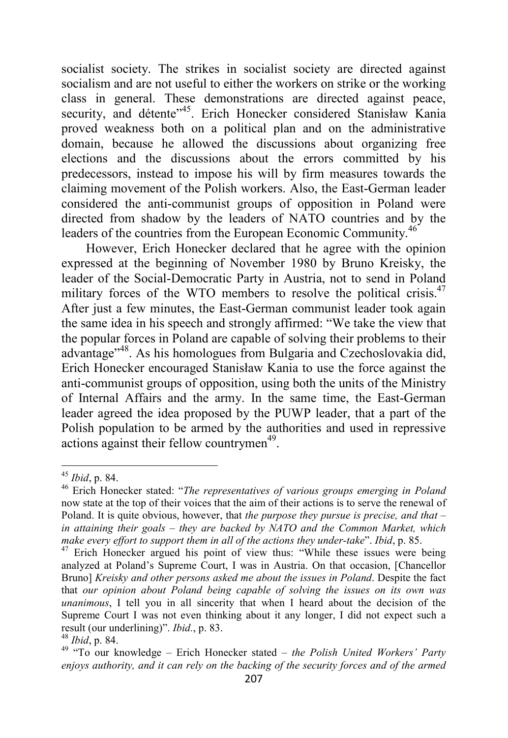socialist society. The strikes in socialist society are directed against socialism and are not useful to either the workers on strike or the working class in general. These demonstrations are directed against peace, security, and détente"[45]. Erich Honecker considered Stanisław Kania proved weakness both on a political plan and on the administrative domain, because he allowed the discussions about organizing free elections and the discussions about the errors committed by his predecessors, instead to impose his will by firm measures towards the claiming movement of the Polish workers. Also, the East-German leader considered the anti-communist groups of opposition in Poland were directed from shadow by the leaders of NATO countries and by the leaders of the countries from the European Economic Community.[46]

However, Erich Honecker declared that he agree with the opinion expressed at the beginning of November 1980 by Bruno Kreisky, the leader of the Social-Democratic Party in Austria, not to send in Poland military forces of the WTO members to resolve the political crisis.[47] After just a few minutes, the East-German communist leader took again the same idea in his speech and strongly affirmed: "We take the view that the popular forces in Poland are capable of solving their problems to their advantage"[48]. As his homologues from Bulgaria and Czechoslovakia did, Erich Honecker encouraged Stanisław Kania to use the force against the anti-communist groups of opposition, using both the units of the Ministry of Internal Affairs and the army. In the same time, the East-German leader agreed the idea proposed by the PUWP leader, that a part of the Polish population to be armed by the authorities and used in repressive actions against their fellow countrymen[49].

---

[45] *Ibid*, p. 84.

[46] Erich Honecker stated: "*The representatives of various groups emerging in Poland* now state at the top of their voices that the aim of their actions is to serve the renewal of Poland. It is quite obvious, however, that *the purpose they pursue is precise, and that – in attaining their goals – they are backed by NATO and the Common Market, which make every effort to support them in all of the actions they under-take*". *Ibid*, p. 85.

[47] Erich Honecker argued his point of view thus: "While these issues were being analyzed at Poland's Supreme Court, I was in Austria. On that occasion, [Chancellor Bruno] *Kreisky and other persons asked me about the issues in Poland*. Despite the fact that *our opinion about Poland being capable of solving the issues on its own was unanimous*, I tell you in all sincerity that when I heard about the decision of the Supreme Court I was not even thinking about it any longer, I did not expect such a result (our underlining)". *Ibid.*, p. 83.

[48] *Ibid*, p. 84.

[49] "To our knowledge – Erich Honecker stated – *the Polish United Workers' Party enjoys authority, and it can rely on the backing of the security forces and of the armed*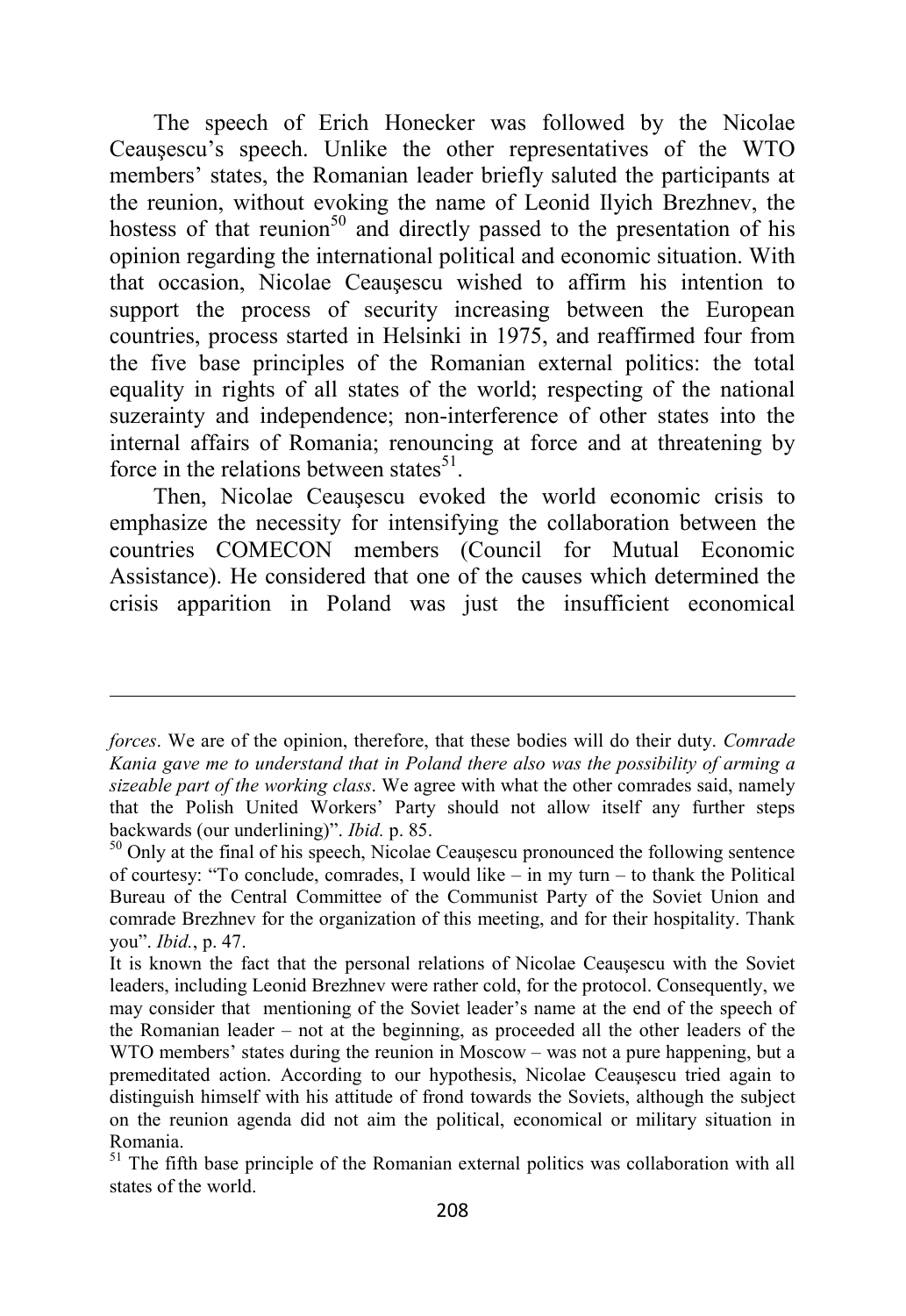The speech of Erich Honecker was followed by the Nicolae Ceauşescu's speech. Unlike the other representatives of the WTO members' states, the Romanian leader briefly saluted the participants at the reunion, without evoking the name of Leonid Ilyich Brezhnev, the hostess of that reunion[50] and directly passed to the presentation of his opinion regarding the international political and economic situation. With that occasion, Nicolae Ceauşescu wished to affirm his intention to support the process of security increasing between the European countries, process started in Helsinki in 1975, and reaffirmed four from the five base principles of the Romanian external politics: the total equality in rights of all states of the world; respecting of the national suzerainty and independence; non-interference of other states into the internal affairs of Romania; renouncing at force and at threatening by force in the relations between states[51].

Then, Nicolae Ceauşescu evoked the world economic crisis to emphasize the necessity for intensifying the collaboration between the countries COMECON members (Council for Mutual Economic Assistance). He considered that one of the causes which determined the crisis apparition in Poland was just the insufficient economical

---

*forces*. We are of the opinion, therefore, that these bodies will do their duty. *Comrade Kania gave me to understand that in Poland there also was the possibility of arming a sizeable part of the working class*. We agree with what the other comrades said, namely that the Polish United Workers' Party should not allow itself any further steps backwards (our underlining)". *Ibid.* p. 85.

[50] Only at the final of his speech, Nicolae Ceauşescu pronounced the following sentence of courtesy: "To conclude, comrades, I would like – in my turn – to thank the Political Bureau of the Central Committee of the Communist Party of the Soviet Union and comrade Brezhnev for the organization of this meeting, and for their hospitality. Thank you". *Ibid.*, p. 47.

It is known the fact that the personal relations of Nicolae Ceauşescu with the Soviet leaders, including Leonid Brezhnev were rather cold, for the protocol. Consequently, we may consider that mentioning of the Soviet leader's name at the end of the speech of the Romanian leader – not at the beginning, as proceeded all the other leaders of the WTO members' states during the reunion in Moscow – was not a pure happening, but a premeditated action. According to our hypothesis, Nicolae Ceauşescu tried again to distinguish himself with his attitude of frond towards the Soviets, although the subject on the reunion agenda did not aim the political, economical or military situation in Romania.

[51] The fifth base principle of the Romanian external politics was collaboration with all states of the world.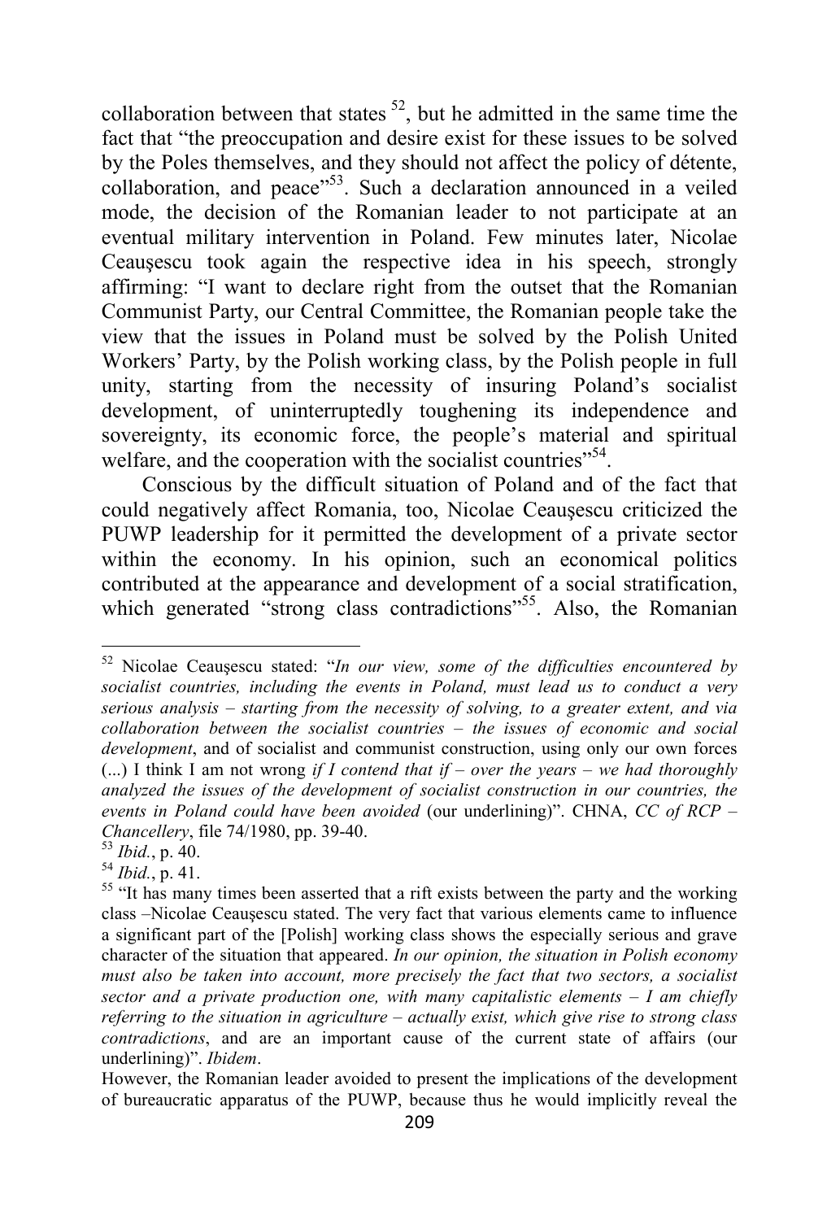collaboration between that states [52], but he admitted in the same time the fact that "the preoccupation and desire exist for these issues to be solved by the Poles themselves, and they should not affect the policy of détente, collaboration, and peace"[53]. Such a declaration announced in a veiled mode, the decision of the Romanian leader to not participate at an eventual military intervention in Poland. Few minutes later, Nicolae Ceaușescu took again the respective idea in his speech, strongly affirming: "I want to declare right from the outset that the Romanian Communist Party, our Central Committee, the Romanian people take the view that the issues in Poland must be solved by the Polish United Workers' Party, by the Polish working class, by the Polish people in full unity, starting from the necessity of insuring Poland's socialist development, of uninterruptedly toughening its independence and sovereignty, its economic force, the people's material and spiritual welfare, and the cooperation with the socialist countries"[54].

Conscious by the difficult situation of Poland and of the fact that could negatively affect Romania, too, Nicolae Ceaușescu criticized the PUWP leadership for it permitted the development of a private sector within the economy. In his opinion, such an economical politics contributed at the appearance and development of a social stratification, which generated "strong class contradictions"[55]. Also, the Romanian

---

[52] Nicolae Ceaușescu stated: "*In our view, some of the difficulties encountered by socialist countries, including the events in Poland, must lead us to conduct a very serious analysis – starting from the necessity of solving, to a greater extent, and via collaboration between the socialist countries – the issues of economic and social development*, and of socialist and communist construction, using only our own forces (...) I think I am not wrong *if I contend that if – over the years – we had thoroughly analyzed the issues of the development of socialist construction in our countries, the events in Poland could have been avoided* (our underlining)". CHNA, *CC of RCP – Chancellery*, file 74/1980, pp. 39-40.

[53] *Ibid.*, p. 40.

[54] *Ibid.*, p. 41.

[55] "It has many times been asserted that a rift exists between the party and the working class –Nicolae Ceaușescu stated. The very fact that various elements came to influence a significant part of the [Polish] working class shows the especially serious and grave character of the situation that appeared. *In our opinion, the situation in Polish economy must also be taken into account, more precisely the fact that two sectors, a socialist sector and a private production one, with many capitalistic elements – I am chiefly referring to the situation in agriculture – actually exist, which give rise to strong class contradictions*, and are an important cause of the current state of affairs (our underlining)". *Ibidem*.

However, the Romanian leader avoided to present the implications of the development of bureaucratic apparatus of the PUWP, because thus he would implicitly reveal the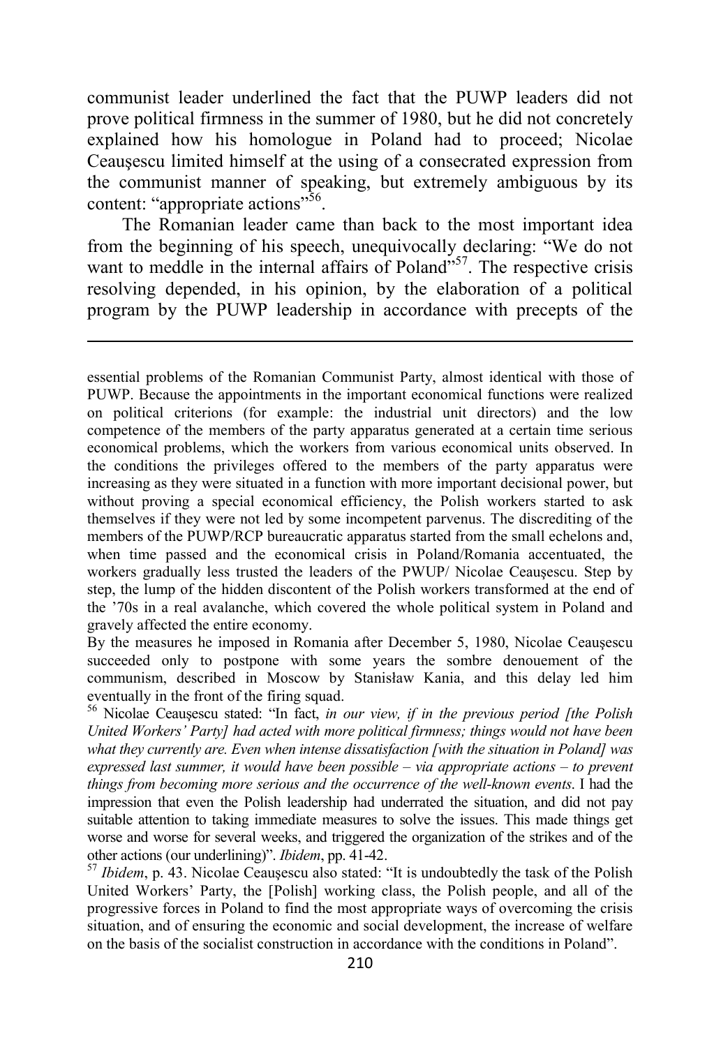communist leader underlined the fact that the PUWP leaders did not prove political firmness in the summer of 1980, but he did not concretely explained how his homologue in Poland had to proceed; Nicolae Ceauşescu limited himself at the using of a consecrated expression from the communist manner of speaking, but extremely ambiguous by its content: "appropriate actions"[56].

The Romanian leader came than back to the most important idea from the beginning of his speech, unequivocally declaring: "We do not want to meddle in the internal affairs of Poland"[57]. The respective crisis resolving depended, in his opinion, by the elaboration of a political program by the PUWP leadership in accordance with precepts of the

---

essential problems of the Romanian Communist Party, almost identical with those of PUWP. Because the appointments in the important economical functions were realized on political criterions (for example: the industrial unit directors) and the low competence of the members of the party apparatus generated at a certain time serious economical problems, which the workers from various economical units observed. In the conditions the privileges offered to the members of the party apparatus were increasing as they were situated in a function with more important decisional power, but without proving a special economical efficiency, the Polish workers started to ask themselves if they were not led by some incompetent parvenus. The discrediting of the members of the PUWP/RCP bureaucratic apparatus started from the small echelons and, when time passed and the economical crisis in Poland/Romania accentuated, the workers gradually less trusted the leaders of the PWUP/ Nicolae Ceauşescu. Step by step, the lump of the hidden discontent of the Polish workers transformed at the end of the '70s in a real avalanche, which covered the whole political system in Poland and gravely affected the entire economy.

By the measures he imposed in Romania after December 5, 1980, Nicolae Ceauşescu succeeded only to postpone with some years the sombre denouement of the communism, described in Moscow by Stanisław Kania, and this delay led him eventually in the front of the firing squad.

[56] Nicolae Ceauşescu stated: "In fact, *in our view, if in the previous period [the Polish United Workers' Party] had acted with more political firmness; things would not have been what they currently are. Even when intense dissatisfaction [with the situation in Poland] was expressed last summer, it would have been possible – via appropriate actions – to prevent things from becoming more serious and the occurrence of the well-known events*. I had the impression that even the Polish leadership had underrated the situation, and did not pay suitable attention to taking immediate measures to solve the issues. This made things get worse and worse for several weeks, and triggered the organization of the strikes and of the other actions (our underlining)". *Ibidem*, pp. 41-42.

[57] *Ibidem*, p. 43. Nicolae Ceauşescu also stated: "It is undoubtedly the task of the Polish United Workers' Party, the [Polish] working class, the Polish people, and all of the progressive forces in Poland to find the most appropriate ways of overcoming the crisis situation, and of ensuring the economic and social development, the increase of welfare on the basis of the socialist construction in accordance with the conditions in Poland".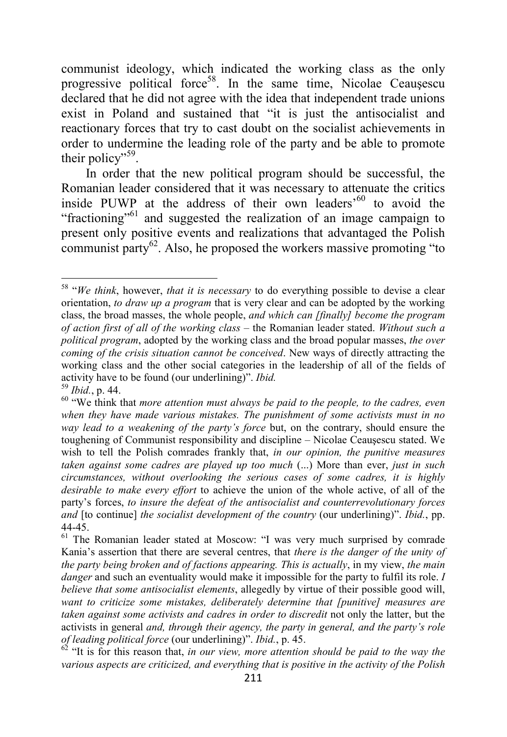communist ideology, which indicated the working class as the only progressive political force[58]. In the same time, Nicolae Ceaușescu declared that he did not agree with the idea that independent trade unions exist in Poland and sustained that "it is just the antisocialist and reactionary forces that try to cast doubt on the socialist achievements in order to undermine the leading role of the party and be able to promote their policy"[59].

In order that the new political program should be successful, the Romanian leader considered that it was necessary to attenuate the critics inside PUWP at the address of their own leaders'[60] to avoid the "fractioning"[61] and suggested the realization of an image campaign to present only positive events and realizations that advantaged the Polish communist party[62]. Also, he proposed the workers massive promoting "to

---

[58] "*We think*, however, *that it is necessary* to do everything possible to devise a clear orientation, *to draw up a program* that is very clear and can be adopted by the working class, the broad masses, the whole people, *and which can [finally] become the program of action first of all of the working class* – the Romanian leader stated. *Without such a political program*, adopted by the working class and the broad popular masses, *the over coming of the crisis situation cannot be conceived*. New ways of directly attracting the working class and the other social categories in the leadership of all of the fields of activity have to be found (our underlining)". *Ibid.*

[59] *Ibid.*, p. 44.

[60] "We think that *more attention must always be paid to the people, to the cadres, even when they have made various mistakes. The punishment of some activists must in no way lead to a weakening of the party's force* but, on the contrary, should ensure the toughening of Communist responsibility and discipline – Nicolae Ceaușescu stated. We wish to tell the Polish comrades frankly that, *in our opinion, the punitive measures taken against some cadres are played up too much* (...) More than ever, *just in such circumstances, without overlooking the serious cases of some cadres, it is highly desirable to make every effort* to achieve the union of the whole active, of all of the party's forces, *to insure the defeat of the antisocialist and counterrevolutionary forces and* [to continue] *the socialist development of the country* (our underlining)". *Ibid.*, pp. 44-45.

[61] The Romanian leader stated at Moscow: "I was very much surprised by comrade Kania's assertion that there are several centres, that *there is the danger of the unity of the party being broken and of factions appearing. This is actually*, in my view, *the main danger* and such an eventuality would make it impossible for the party to fulfil its role. *I believe that some antisocialist elements*, allegedly by virtue of their possible good will, *want to criticize some mistakes, deliberately determine that [punitive] measures are taken against some activists and cadres in order to discredit* not only the latter, but the activists in general *and, through their agency, the party in general, and the party's role of leading political force* (our underlining)". *Ibid.*, p. 45.

[62] "It is for this reason that, *in our view, more attention should be paid to the way the various aspects are criticized, and everything that is positive in the activity of the Polish*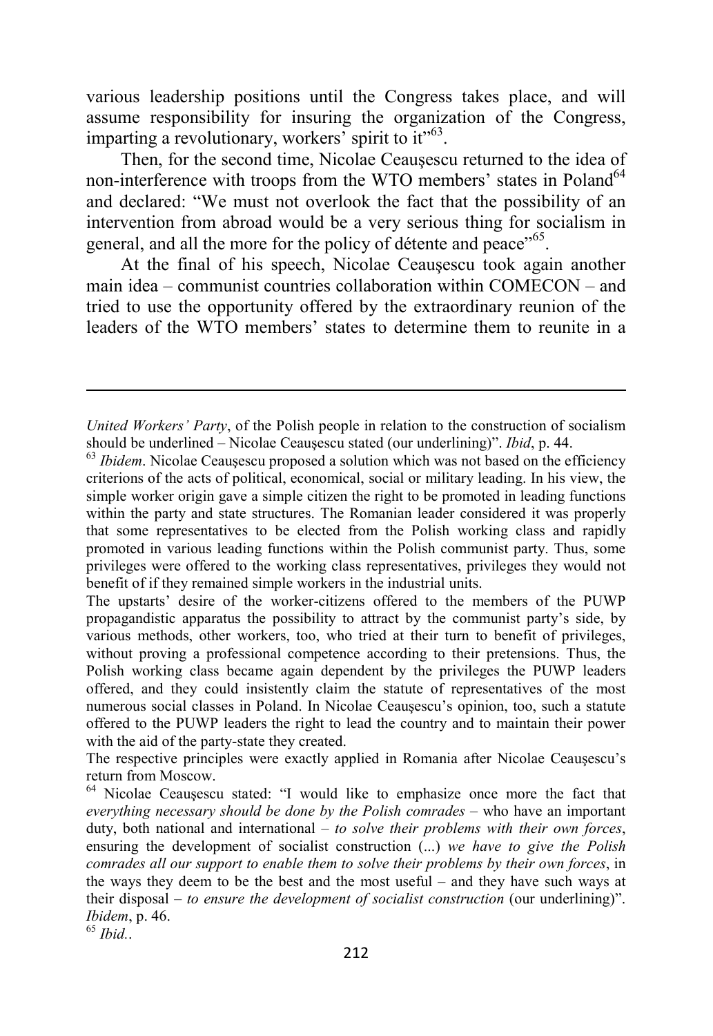various leadership positions until the Congress takes place, and will assume responsibility for insuring the organization of the Congress, imparting a revolutionary, workers' spirit to it"[63].

Then, for the second time, Nicolae Ceauşescu returned to the idea of non-interference with troops from the WTO members' states in Poland[64] and declared: "We must not overlook the fact that the possibility of an intervention from abroad would be a very serious thing for socialism in general, and all the more for the policy of détente and peace"[65].

At the final of his speech, Nicolae Ceauşescu took again another main idea – communist countries collaboration within COMECON – and tried to use the opportunity offered by the extraordinary reunion of the leaders of the WTO members' states to determine them to reunite in a

---

*United Workers' Party*, of the Polish people in relation to the construction of socialism should be underlined – Nicolae Ceauşescu stated (our underlining)". *Ibid*, p. 44.

[63] *Ibidem*. Nicolae Ceauşescu proposed a solution which was not based on the efficiency criterions of the acts of political, economical, social or military leading. In his view, the simple worker origin gave a simple citizen the right to be promoted in leading functions within the party and state structures. The Romanian leader considered it was properly that some representatives to be elected from the Polish working class and rapidly promoted in various leading functions within the Polish communist party. Thus, some privileges were offered to the working class representatives, privileges they would not benefit of if they remained simple workers in the industrial units.

The upstarts' desire of the worker-citizens offered to the members of the PUWP propagandistic apparatus the possibility to attract by the communist party's side, by various methods, other workers, too, who tried at their turn to benefit of privileges, without proving a professional competence according to their pretensions. Thus, the Polish working class became again dependent by the privileges the PUWP leaders offered, and they could insistently claim the statute of representatives of the most numerous social classes in Poland. In Nicolae Ceauşescu's opinion, too, such a statute offered to the PUWP leaders the right to lead the country and to maintain their power with the aid of the party-state they created.

The respective principles were exactly applied in Romania after Nicolae Ceauşescu's return from Moscow.

[64] Nicolae Ceauşescu stated: "I would like to emphasize once more the fact that *everything necessary should be done by the Polish comrades* – who have an important duty, both national and international – *to solve their problems with their own forces*, ensuring the development of socialist construction (...) *we have to give the Polish comrades all our support to enable them to solve their problems by their own forces*, in the ways they deem to be the best and the most useful – and they have such ways at their disposal – *to ensure the development of socialist construction* (our underlining)". *Ibidem*, p. 46.

[65] *Ibid.*.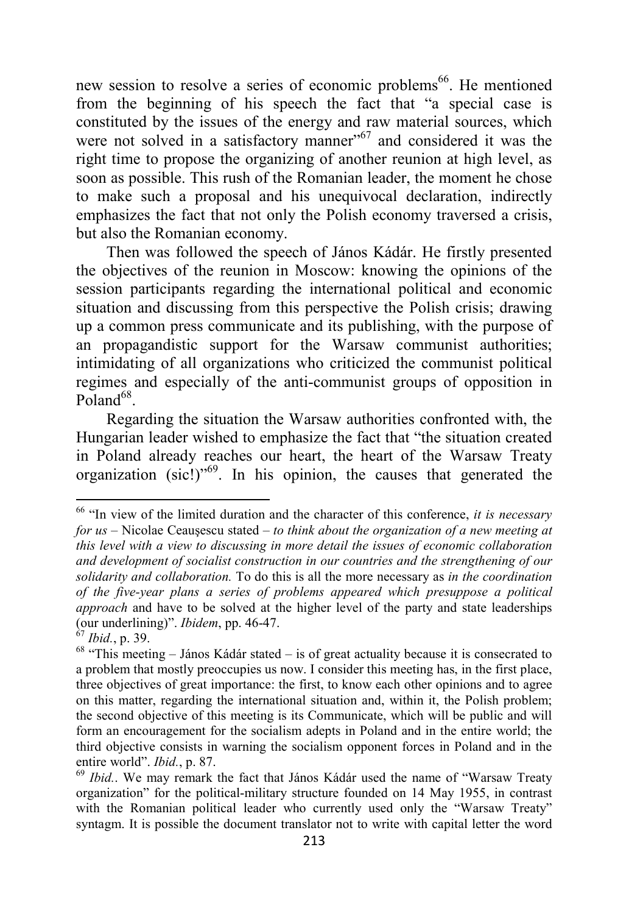new session to resolve a series of economic problems[66]. He mentioned from the beginning of his speech the fact that "a special case is constituted by the issues of the energy and raw material sources, which were not solved in a satisfactory manner"[67] and considered it was the right time to propose the organizing of another reunion at high level, as soon as possible. This rush of the Romanian leader, the moment he chose to make such a proposal and his unequivocal declaration, indirectly emphasizes the fact that not only the Polish economy traversed a crisis, but also the Romanian economy.

Then was followed the speech of János Kádár. He firstly presented the objectives of the reunion in Moscow: knowing the opinions of the session participants regarding the international political and economic situation and discussing from this perspective the Polish crisis; drawing up a common press communicate and its publishing, with the purpose of an propagandistic support for the Warsaw communist authorities; intimidating of all organizations who criticized the communist political regimes and especially of the anti-communist groups of opposition in Poland[68].

Regarding the situation the Warsaw authorities confronted with, the Hungarian leader wished to emphasize the fact that "the situation created in Poland already reaches our heart, the heart of the Warsaw Treaty organization (sic!)"[69]. In his opinion, the causes that generated the

---

[66] "In view of the limited duration and the character of this conference, *it is necessary for us* – Nicolae Ceaușescu stated – *to think about the organization of a new meeting at this level with a view to discussing in more detail the issues of economic collaboration and development of socialist construction in our countries and the strengthening of our solidarity and collaboration.* To do this is all the more necessary as *in the coordination of the five-year plans a series of problems appeared which presuppose a political approach* and have to be solved at the higher level of the party and state leaderships (our underlining)". *Ibidem*, pp. 46-47.

[67] *Ibid.*, p. 39.

[68] "This meeting – János Kádár stated – is of great actuality because it is consecrated to a problem that mostly preoccupies us now. I consider this meeting has, in the first place, three objectives of great importance: the first, to know each other opinions and to agree on this matter, regarding the international situation and, within it, the Polish problem; the second objective of this meeting is its Communicate, which will be public and will form an encouragement for the socialism adepts in Poland and in the entire world; the third objective consists in warning the socialism opponent forces in Poland and in the entire world". *Ibid.*, p. 87.

[69] *Ibid.*. We may remark the fact that János Kádár used the name of "Warsaw Treaty organization" for the political-military structure founded on 14 May 1955, in contrast with the Romanian political leader who currently used only the "Warsaw Treaty" syntagm. It is possible the document translator not to write with capital letter the word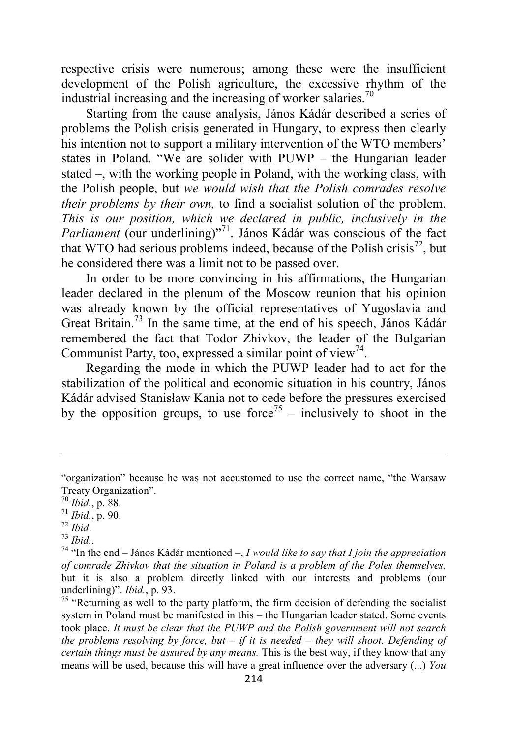respective crisis were numerous; among these were the insufficient development of the Polish agriculture, the excessive rhythm of the industrial increasing and the increasing of worker salaries.[70]

Starting from the cause analysis, János Kádár described a series of problems the Polish crisis generated in Hungary, to express then clearly his intention not to support a military intervention of the WTO members' states in Poland. "We are solider with PUWP – the Hungarian leader stated –, with the working people in Poland, with the working class, with the Polish people, but *we would wish that the Polish comrades resolve their problems by their own,* to find a socialist solution of the problem. *This is our position, which we declared in public, inclusively in the Parliament* (our underlining)"[71]. János Kádár was conscious of the fact that WTO had serious problems indeed, because of the Polish crisis[72], but he considered there was a limit not to be passed over.

In order to be more convincing in his affirmations, the Hungarian leader declared in the plenum of the Moscow reunion that his opinion was already known by the official representatives of Yugoslavia and Great Britain.[73] In the same time, at the end of his speech, János Kádár remembered the fact that Todor Zhivkov, the leader of the Bulgarian Communist Party, too, expressed a similar point of view[74].

Regarding the mode in which the PUWP leader had to act for the stabilization of the political and economic situation in his country, János Kádár advised Stanisław Kania not to cede before the pressures exercised by the opposition groups, to use force[75] – inclusively to shoot in the

---

"organization" because he was not accustomed to use the correct name, "the Warsaw Treaty Organization".

[70] *Ibid.*, p. 88.

[71] *Ibid.*, p. 90.

[72] *Ibid*.

[73] *Ibid.*.

[74] "In the end – János Kádár mentioned –, *I would like to say that I join the appreciation of comrade Zhivkov that the situation in Poland is a problem of the Poles themselves,* but it is also a problem directly linked with our interests and problems (our underlining)". *Ibid.*, p. 93.

[75] "Returning as well to the party platform, the firm decision of defending the socialist system in Poland must be manifested in this – the Hungarian leader stated. Some events took place. *It must be clear that the PUWP and the Polish government will not search the problems resolving by force, but – if it is needed – they will shoot. Defending of certain things must be assured by any means.* This is the best way, if they know that any means will be used, because this will have a great influence over the adversary (...) *You*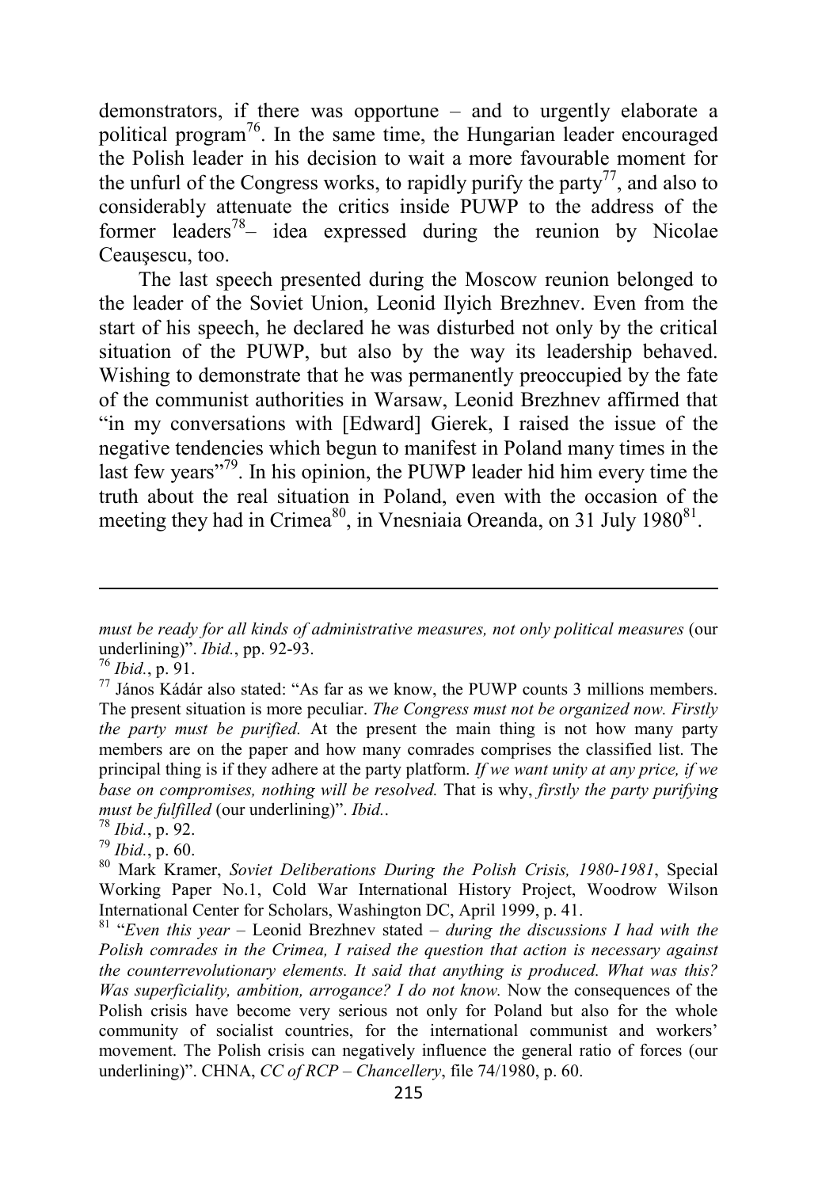demonstrators, if there was opportune – and to urgently elaborate a political program[76]. In the same time, the Hungarian leader encouraged the Polish leader in his decision to wait a more favourable moment for the unfurl of the Congress works, to rapidly purify the party[77], and also to considerably attenuate the critics inside PUWP to the address of the former leaders[78]– idea expressed during the reunion by Nicolae Ceaușescu, too.

The last speech presented during the Moscow reunion belonged to the leader of the Soviet Union, Leonid Ilyich Brezhnev. Even from the start of his speech, he declared he was disturbed not only by the critical situation of the PUWP, but also by the way its leadership behaved. Wishing to demonstrate that he was permanently preoccupied by the fate of the communist authorities in Warsaw, Leonid Brezhnev affirmed that "in my conversations with [Edward] Gierek, I raised the issue of the negative tendencies which begun to manifest in Poland many times in the last few years"[79]. In his opinion, the PUWP leader hid him every time the truth about the real situation in Poland, even with the occasion of the meeting they had in Crimea[80], in Vnesniaia Oreanda, on 31 July 1980[81].

---

*must be ready for all kinds of administrative measures, not only political measures* (our underlining)". *Ibid.*, pp. 92-93.

[76] *Ibid.*, p. 91.

[77] János Kádár also stated: "As far as we know, the PUWP counts 3 millions members. The present situation is more peculiar. *The Congress must not be organized now. Firstly the party must be purified.* At the present the main thing is not how many party members are on the paper and how many comrades comprises the classified list. The principal thing is if they adhere at the party platform. *If we want unity at any price, if we base on compromises, nothing will be resolved.* That is why, *firstly the party purifying must be fulfilled* (our underlining)". *Ibid.*.

[78] *Ibid.*, p. 92.

[79] *Ibid.*, p. 60.

[80] Mark Kramer, *Soviet Deliberations During the Polish Crisis, 1980-1981*, Special Working Paper No.1, Cold War International History Project, Woodrow Wilson International Center for Scholars, Washington DC, April 1999, p. 41.

[81] "*Even this year* – Leonid Brezhnev stated – *during the discussions I had with the Polish comrades in the Crimea, I raised the question that action is necessary against the counterrevolutionary elements. It said that anything is produced. What was this? Was superficiality, ambition, arrogance? I do not know.* Now the consequences of the Polish crisis have become very serious not only for Poland but also for the whole community of socialist countries, for the international communist and workers' movement. The Polish crisis can negatively influence the general ratio of forces (our underlining)". CHNA, *CC of RCP – Chancellery*, file 74/1980, p. 60.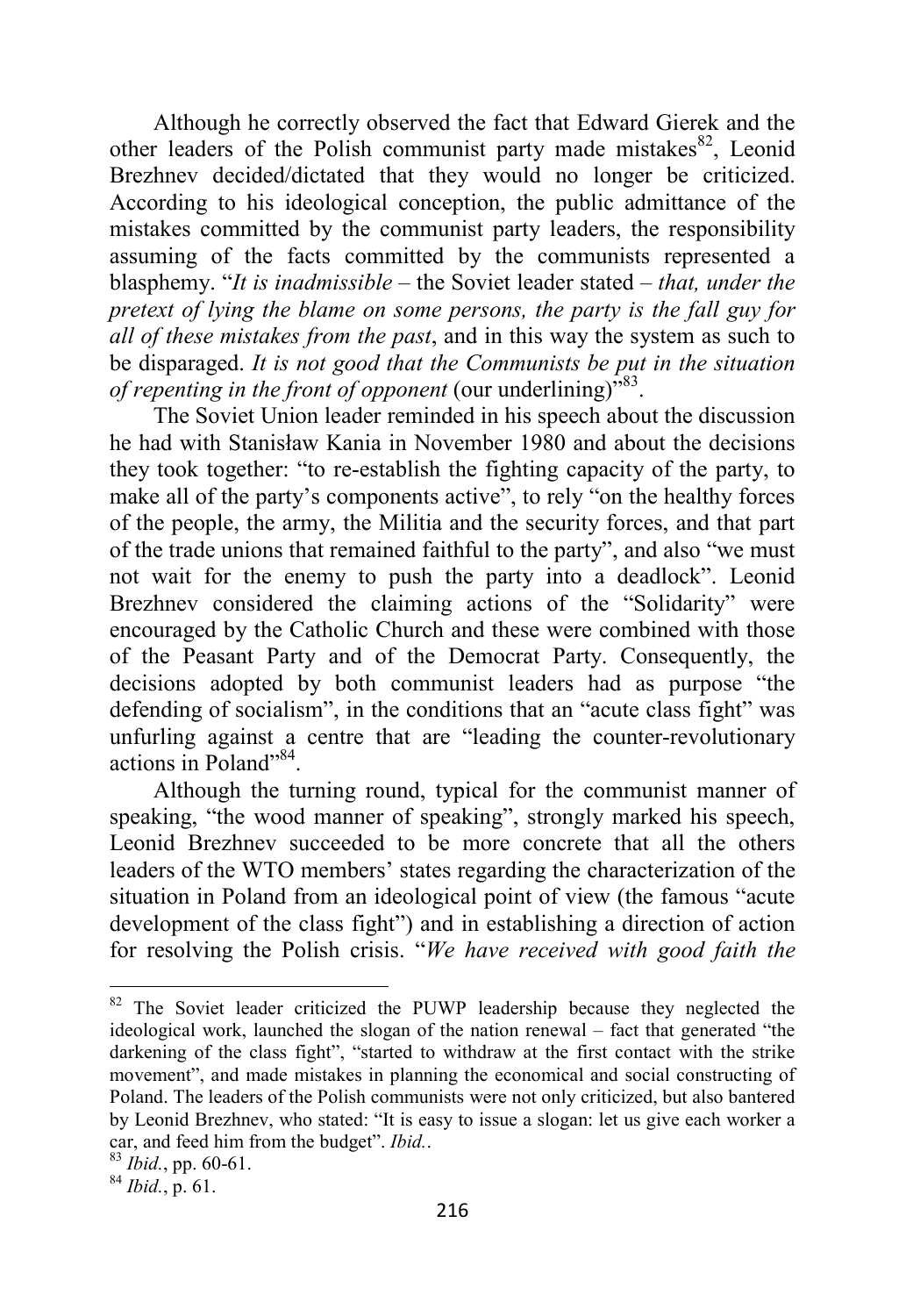Although he correctly observed the fact that Edward Gierek and the other leaders of the Polish communist party made mistakes[82], Leonid Brezhnev decided/dictated that they would no longer be criticized. According to his ideological conception, the public admittance of the mistakes committed by the communist party leaders, the responsibility assuming of the facts committed by the communists represented a blasphemy. "*It is inadmissible* – the Soviet leader stated – *that, under the pretext of lying the blame on some persons, the party is the fall guy for all of these mistakes from the past*, and in this way the system as such to be disparaged. *It is not good that the Communists be put in the situation of repenting in the front of opponent* (our underlining)"[83].

The Soviet Union leader reminded in his speech about the discussion he had with Stanisław Kania in November 1980 and about the decisions they took together: "to re-establish the fighting capacity of the party, to make all of the party's components active", to rely "on the healthy forces of the people, the army, the Militia and the security forces, and that part of the trade unions that remained faithful to the party", and also "we must not wait for the enemy to push the party into a deadlock". Leonid Brezhnev considered the claiming actions of the "Solidarity" were encouraged by the Catholic Church and these were combined with those of the Peasant Party and of the Democrat Party. Consequently, the decisions adopted by both communist leaders had as purpose "the defending of socialism", in the conditions that an "acute class fight" was unfurling against a centre that are "leading the counter-revolutionary actions in Poland"[84].

Although the turning round, typical for the communist manner of speaking, "the wood manner of speaking", strongly marked his speech, Leonid Brezhnev succeeded to be more concrete that all the others leaders of the WTO members' states regarding the characterization of the situation in Poland from an ideological point of view (the famous "acute development of the class fight") and in establishing a direction of action for resolving the Polish crisis. "*We have received with good faith the*

---

[82] The Soviet leader criticized the PUWP leadership because they neglected the ideological work, launched the slogan of the nation renewal – fact that generated "the darkening of the class fight", "started to withdraw at the first contact with the strike movement", and made mistakes in planning the economical and social constructing of Poland. The leaders of the Polish communists were not only criticized, but also bantered by Leonid Brezhnev, who stated: "It is easy to issue a slogan: let us give each worker a car, and feed him from the budget". *Ibid.*.

[83] *Ibid.*, pp. 60-61.

[84] *Ibid.*, p. 61.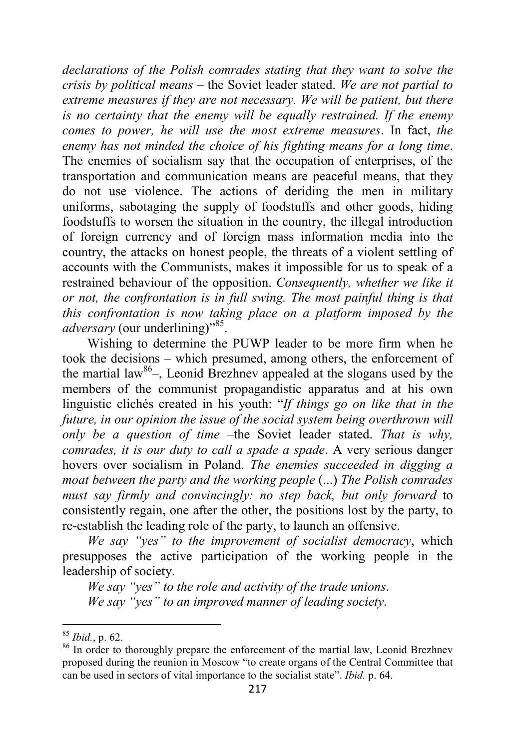*declarations of the Polish comrades stating that they want to solve the crisis by political means* – the Soviet leader stated. *We are not partial to extreme measures if they are not necessary. We will be patient, but there is no certainty that the enemy will be equally restrained. If the enemy comes to power, he will use the most extreme measures*. In fact, *the enemy has not minded the choice of his fighting means for a long time*. The enemies of socialism say that the occupation of enterprises, of the transportation and communication means are peaceful means, that they do not use violence. The actions of deriding the men in military uniforms, sabotaging the supply of foodstuffs and other goods, hiding foodstuffs to worsen the situation in the country, the illegal introduction of foreign currency and of foreign mass information media into the country, the attacks on honest people, the threats of a violent settling of accounts with the Communists, makes it impossible for us to speak of a restrained behaviour of the opposition. *Consequently, whether we like it or not, the confrontation is in full swing. The most painful thing is that this confrontation is now taking place on a platform imposed by the adversary* (our underlining)"[85].

Wishing to determine the PUWP leader to be more firm when he took the decisions – which presumed, among others, the enforcement of the martial law[86]–, Leonid Brezhnev appealed at the slogans used by the members of the communist propagandistic apparatus and at his own linguistic clichés created in his youth: "*If things go on like that in the future, in our opinion the issue of the social system being overthrown will only be a question of time* –the Soviet leader stated. *That is why, comrades, it is our duty to call a spade a spade*. A very serious danger hovers over socialism in Poland. *The enemies succeeded in digging a moat between the party and the working people* (...) *The Polish comrades must say firmly and convincingly: no step back, but only forward* to consistently regain, one after the other, the positions lost by the party, to re-establish the leading role of the party, to launch an offensive.

*We say "yes" to the improvement of socialist democracy*, which presupposes the active participation of the working people in the leadership of society.

*We say "yes" to the role and activity of the trade unions*.

*We say "yes" to an improved manner of leading society*.

---

[85] *Ibid.*, p. 62.

[86] In order to thoroughly prepare the enforcement of the martial law, Leonid Brezhnev proposed during the reunion in Moscow "to create organs of the Central Committee that can be used in sectors of vital importance to the socialist state". *Ibid.* p. 64.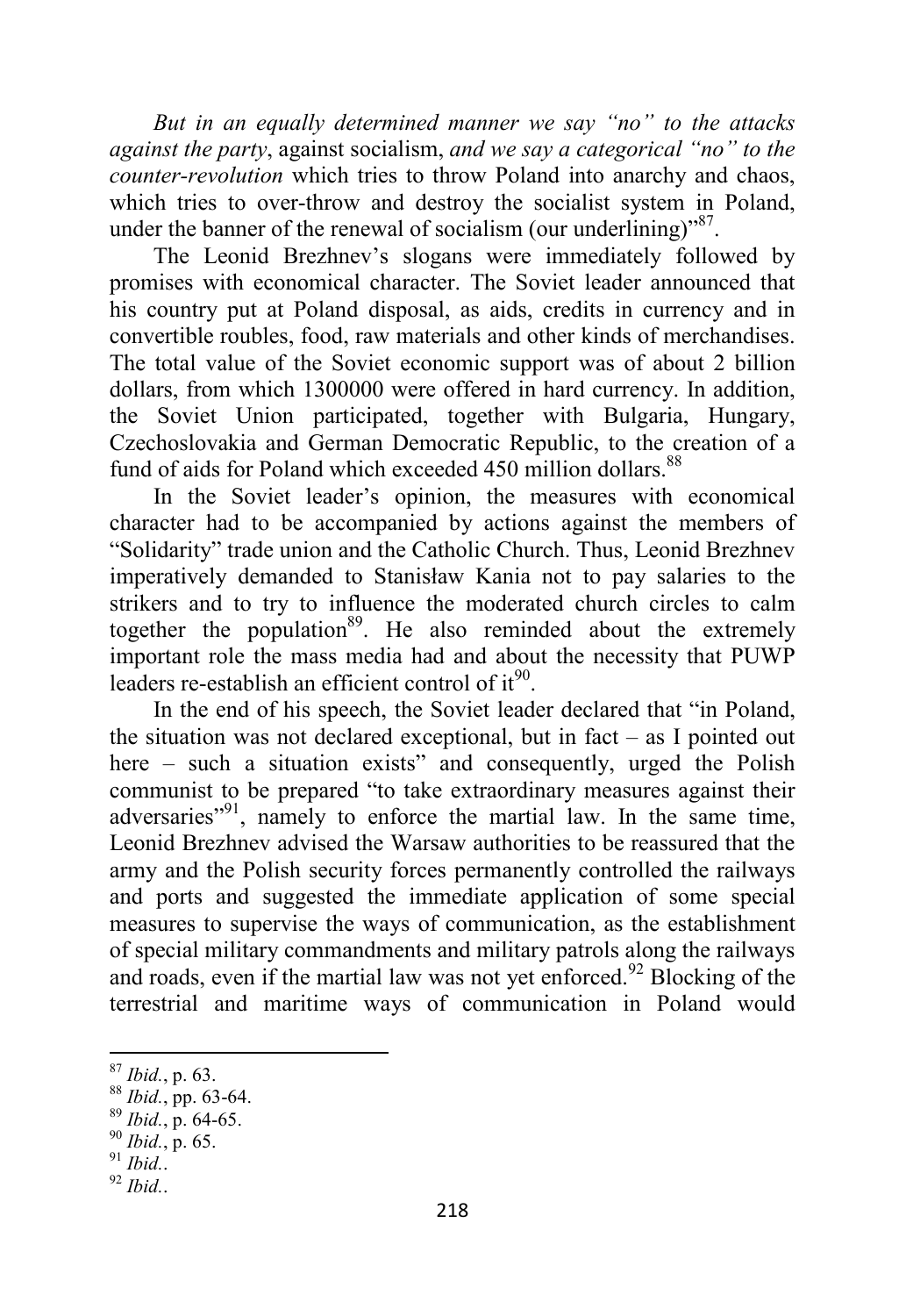*But in an equally determined manner we say "no" to the attacks against the party*, against socialism, *and we say a categorical "no" to the counter-revolution* which tries to throw Poland into anarchy and chaos, which tries to over-throw and destroy the socialist system in Poland, under the banner of the renewal of socialism (our underlining)"[87].

The Leonid Brezhnev's slogans were immediately followed by promises with economical character. The Soviet leader announced that his country put at Poland disposal, as aids, credits in currency and in convertible roubles, food, raw materials and other kinds of merchandises. The total value of the Soviet economic support was of about 2 billion dollars, from which 1300000 were offered in hard currency. In addition, the Soviet Union participated, together with Bulgaria, Hungary, Czechoslovakia and German Democratic Republic, to the creation of a fund of aids for Poland which exceeded 450 million dollars.[88]

In the Soviet leader's opinion, the measures with economical character had to be accompanied by actions against the members of "Solidarity" trade union and the Catholic Church. Thus, Leonid Brezhnev imperatively demanded to Stanisław Kania not to pay salaries to the strikers and to try to influence the moderated church circles to calm together the population[89]. He also reminded about the extremely important role the mass media had and about the necessity that PUWP leaders re-establish an efficient control of it[90].

In the end of his speech, the Soviet leader declared that "in Poland, the situation was not declared exceptional, but in fact – as I pointed out here – such a situation exists" and consequently, urged the Polish communist to be prepared "to take extraordinary measures against their adversaries"[91], namely to enforce the martial law. In the same time, Leonid Brezhnev advised the Warsaw authorities to be reassured that the army and the Polish security forces permanently controlled the railways and ports and suggested the immediate application of some special measures to supervise the ways of communication, as the establishment of special military commandments and military patrols along the railways and roads, even if the martial law was not yet enforced.[92] Blocking of the terrestrial and maritime ways of communication in Poland would

---

[87] *Ibid.*, p. 63.

[88] *Ibid.*, pp. 63-64.

[89] *Ibid.*, p. 64-65.

[90] *Ibid.*, p. 65.

[91] *Ibid.*.

[92] *Ibid.*.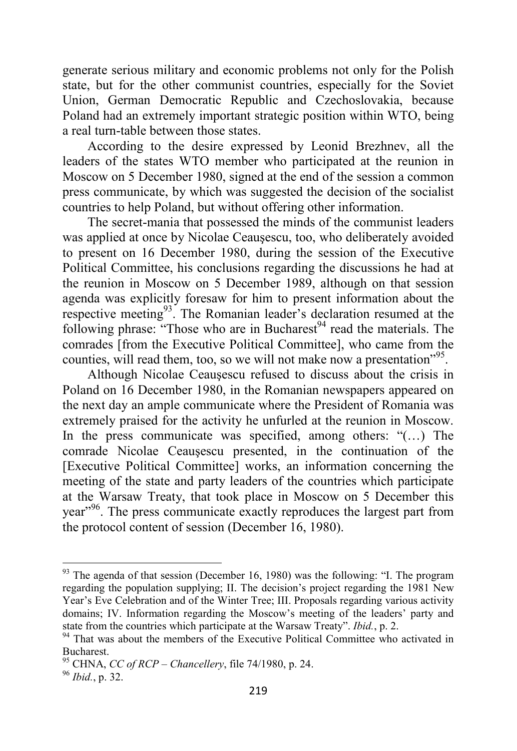generate serious military and economic problems not only for the Polish state, but for the other communist countries, especially for the Soviet Union, German Democratic Republic and Czechoslovakia, because Poland had an extremely important strategic position within WTO, being a real turn-table between those states.

According to the desire expressed by Leonid Brezhnev, all the leaders of the states WTO member who participated at the reunion in Moscow on 5 December 1980, signed at the end of the session a common press communicate, by which was suggested the decision of the socialist countries to help Poland, but without offering other information.

The secret-mania that possessed the minds of the communist leaders was applied at once by Nicolae Ceauşescu, too, who deliberately avoided to present on 16 December 1980, during the session of the Executive Political Committee, his conclusions regarding the discussions he had at the reunion in Moscow on 5 December 1989, although on that session agenda was explicitly foresaw for him to present information about the respective meeting[93]. The Romanian leader's declaration resumed at the following phrase: "Those who are in Bucharest[94] read the materials. The comrades [from the Executive Political Committee], who came from the counties, will read them, too, so we will not make now a presentation"[95].

Although Nicolae Ceauşescu refused to discuss about the crisis in Poland on 16 December 1980, in the Romanian newspapers appeared on the next day an ample communicate where the President of Romania was extremely praised for the activity he unfurled at the reunion in Moscow. In the press communicate was specified, among others: "(…) The comrade Nicolae Ceauşescu presented, in the continuation of the [Executive Political Committee] works, an information concerning the meeting of the state and party leaders of the countries which participate at the Warsaw Treaty, that took place in Moscow on 5 December this year"[96]. The press communicate exactly reproduces the largest part from the protocol content of session (December 16, 1980).

---

[93] The agenda of that session (December 16, 1980) was the following: "I. The program regarding the population supplying; II. The decision's project regarding the 1981 New Year's Eve Celebration and of the Winter Tree; III. Proposals regarding various activity domains; IV. Information regarding the Moscow's meeting of the leaders' party and state from the countries which participate at the Warsaw Treaty". *Ibid.*, p. 2.

[94] That was about the members of the Executive Political Committee who activated in Bucharest.

[95] CHNA, *CC of RCP – Chancellery*, file 74/1980, p. 24.

[96] *Ibid.*, p. 32.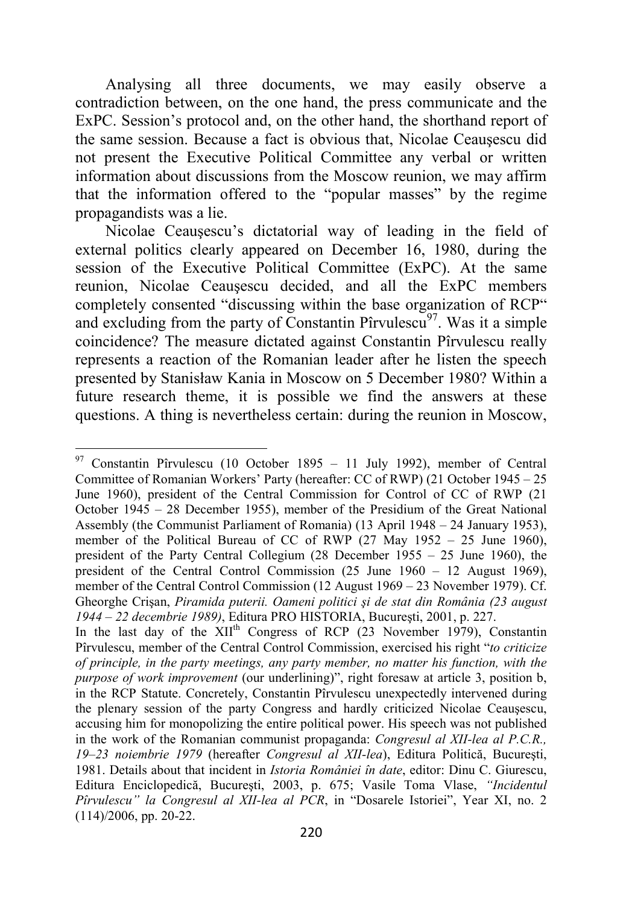Analysing all three documents, we may easily observe a contradiction between, on the one hand, the press communicate and the ExPC. Session's protocol and, on the other hand, the shorthand report of the same session. Because a fact is obvious that, Nicolae Ceauşescu did not present the Executive Political Committee any verbal or written information about discussions from the Moscow reunion, we may affirm that the information offered to the "popular masses" by the regime propagandists was a lie.

Nicolae Ceauşescu's dictatorial way of leading in the field of external politics clearly appeared on December 16, 1980, during the session of the Executive Political Committee (ExPC). At the same reunion, Nicolae Ceauşescu decided, and all the ExPC members completely consented "discussing within the base organization of RCP" and excluding from the party of Constantin Pîrvulescu[97]. Was it a simple coincidence? The measure dictated against Constantin Pîrvulescu really represents a reaction of the Romanian leader after he listen the speech presented by Stanisław Kania in Moscow on 5 December 1980? Within a future research theme, it is possible we find the answers at these questions. A thing is nevertheless certain: during the reunion in Moscow,

---

[97] Constantin Pîrvulescu (10 October 1895 – 11 July 1992), member of Central Committee of Romanian Workers' Party (hereafter: CC of RWP) (21 October 1945 – 25 June 1960), president of the Central Commission for Control of CC of RWP (21 October 1945 – 28 December 1955), member of the Presidium of the Great National Assembly (the Communist Parliament of Romania) (13 April 1948 – 24 January 1953), member of the Political Bureau of CC of RWP (27 May 1952 – 25 June 1960), president of the Party Central Collegium (28 December 1955 – 25 June 1960), the president of the Central Control Commission (25 June 1960 – 12 August 1969), member of the Central Control Commission (12 August 1969 – 23 November 1979). Cf. Gheorghe Crişan, *Piramida puterii. Oameni politici şi de stat din România (23 august 1944 – 22 decembrie 1989)*, Editura PRO HISTORIA, Bucureşti, 2001, p. 227.

In the last day of the XII[th] Congress of RCP (23 November 1979), Constantin Pîrvulescu, member of the Central Control Commission, exercised his right "*to criticize of principle, in the party meetings, any party member, no matter his function, with the purpose of work improvement* (our underlining)", right foresaw at article 3, position b, in the RCP Statute. Concretely, Constantin Pîrvulescu unexpectedly intervened during the plenary session of the party Congress and hardly criticized Nicolae Ceauşescu, accusing him for monopolizing the entire political power. His speech was not published in the work of the Romanian communist propaganda: *Congresul al XII-lea al P.C.R., 19–23 noiembrie 1979* (hereafter *Congresul al XII-lea*), Editura Politică, Bucureşti, 1981. Details about that incident in *Istoria României în date*, editor: Dinu C. Giurescu, Editura Enciclopedică, Bucureşti, 2003, p. 675; Vasile Toma Vlase, *"Incidentul Pîrvulescu" la Congresul al XII-lea al PCR*, in "Dosarele Istoriei", Year XI, no. 2 (114)/2006, pp. 20-22.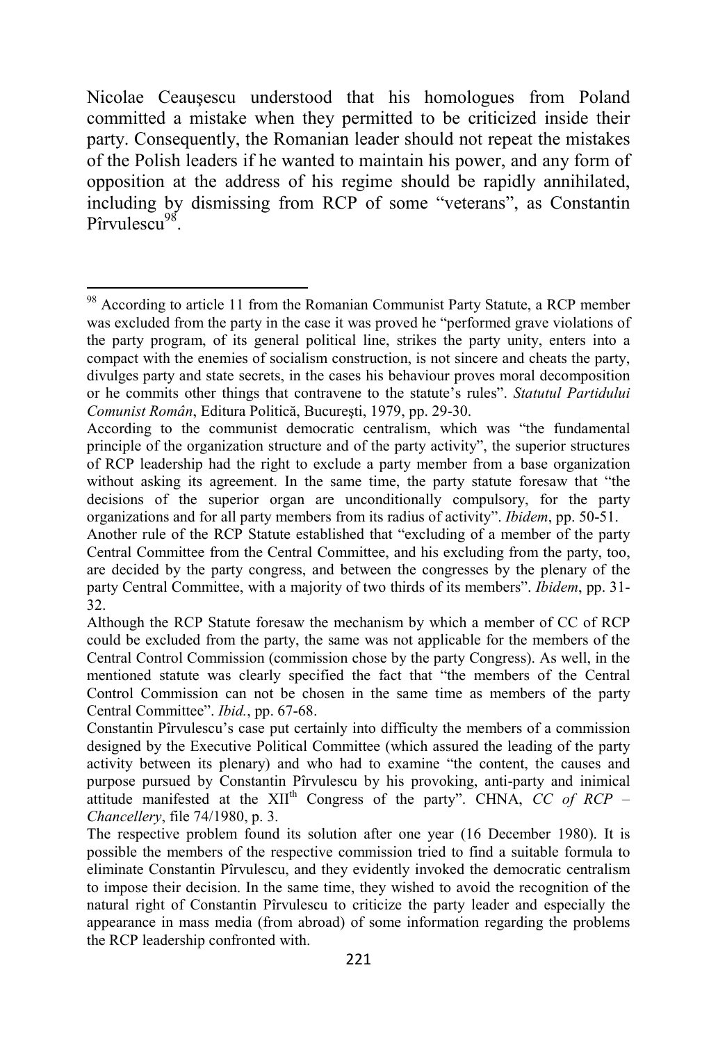Nicolae Ceauşescu understood that his homologues from Poland committed a mistake when they permitted to be criticized inside their party. Consequently, the Romanian leader should not repeat the mistakes of the Polish leaders if he wanted to maintain his power, and any form of opposition at the address of his regime should be rapidly annihilated, including by dismissing from RCP of some "veterans", as Constantin Pîrvulescu[98].

---

[98] According to article 11 from the Romanian Communist Party Statute, a RCP member was excluded from the party in the case it was proved he "performed grave violations of the party program, of its general political line, strikes the party unity, enters into a compact with the enemies of socialism construction, is not sincere and cheats the party, divulges party and state secrets, in the cases his behaviour proves moral decomposition or he commits other things that contravene to the statute's rules". *Statutul Partidului Comunist Român*, Editura Politică, Bucureşti, 1979, pp. 29-30.

According to the communist democratic centralism, which was "the fundamental principle of the organization structure and of the party activity", the superior structures of RCP leadership had the right to exclude a party member from a base organization without asking its agreement. In the same time, the party statute foresaw that "the decisions of the superior organ are unconditionally compulsory, for the party organizations and for all party members from its radius of activity". *Ibidem*, pp. 50-51.

Another rule of the RCP Statute established that "excluding of a member of the party Central Committee from the Central Committee, and his excluding from the party, too, are decided by the party congress, and between the congresses by the plenary of the party Central Committee, with a majority of two thirds of its members". *Ibidem*, pp. 31-32.

Although the RCP Statute foresaw the mechanism by which a member of CC of RCP could be excluded from the party, the same was not applicable for the members of the Central Control Commission (commission chose by the party Congress). As well, in the mentioned statute was clearly specified the fact that "the members of the Central Control Commission can not be chosen in the same time as members of the party Central Committee". *Ibid.*, pp. 67-68.

Constantin Pîrvulescu's case put certainly into difficulty the members of a commission designed by the Executive Political Committee (which assured the leading of the party activity between its plenary) and who had to examine "the content, the causes and purpose pursued by Constantin Pîrvulescu by his provoking, anti-party and inimical attitude manifested at the XII[th] Congress of the party". CHNA, *CC of RCP – Chancellery*, file 74/1980, p. 3.

The respective problem found its solution after one year (16 December 1980). It is possible the members of the respective commission tried to find a suitable formula to eliminate Constantin Pîrvulescu, and they evidently invoked the democratic centralism to impose their decision. In the same time, they wished to avoid the recognition of the natural right of Constantin Pîrvulescu to criticize the party leader and especially the appearance in mass media (from abroad) of some information regarding the problems the RCP leadership confronted with.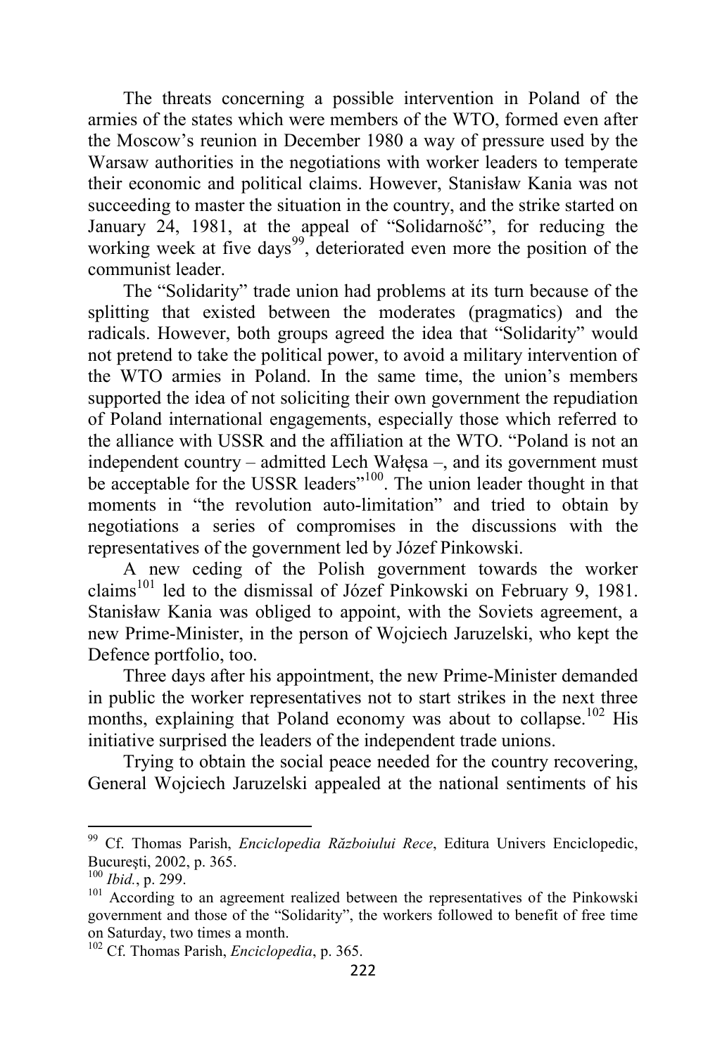The threats concerning a possible intervention in Poland of the armies of the states which were members of the WTO, formed even after the Moscow's reunion in December 1980 a way of pressure used by the Warsaw authorities in the negotiations with worker leaders to temperate their economic and political claims. However, Stanisław Kania was not succeeding to master the situation in the country, and the strike started on January 24, 1981, at the appeal of "Solidarnošć", for reducing the working week at five days[99], deteriorated even more the position of the communist leader.

The "Solidarity" trade union had problems at its turn because of the splitting that existed between the moderates (pragmatics) and the radicals. However, both groups agreed the idea that "Solidarity" would not pretend to take the political power, to avoid a military intervention of the WTO armies in Poland. In the same time, the union's members supported the idea of not soliciting their own government the repudiation of Poland international engagements, especially those which referred to the alliance with USSR and the affiliation at the WTO. "Poland is not an independent country – admitted Lech Wałęsa –, and its government must be acceptable for the USSR leaders"[100]. The union leader thought in that moments in "the revolution auto-limitation" and tried to obtain by negotiations a series of compromises in the discussions with the representatives of the government led by Józef Pinkowski.

A new ceding of the Polish government towards the worker claims[101] led to the dismissal of Józef Pinkowski on February 9, 1981. Stanisław Kania was obliged to appoint, with the Soviets agreement, a new Prime-Minister, in the person of Wojciech Jaruzelski, who kept the Defence portfolio, too.

Three days after his appointment, the new Prime-Minister demanded in public the worker representatives not to start strikes in the next three months, explaining that Poland economy was about to collapse.[102] His initiative surprised the leaders of the independent trade unions.

Trying to obtain the social peace needed for the country recovering, General Wojciech Jaruzelski appealed at the national sentiments of his

---

[99] Cf. Thomas Parish, *Enciclopedia Războiului Rece*, Editura Univers Enciclopedic, Bucureşti, 2002, p. 365.

[100] *Ibid.*, p. 299.

[101] According to an agreement realized between the representatives of the Pinkowski government and those of the "Solidarity", the workers followed to benefit of free time on Saturday, two times a month.

[102] Cf. Thomas Parish, *Enciclopedia*, p. 365.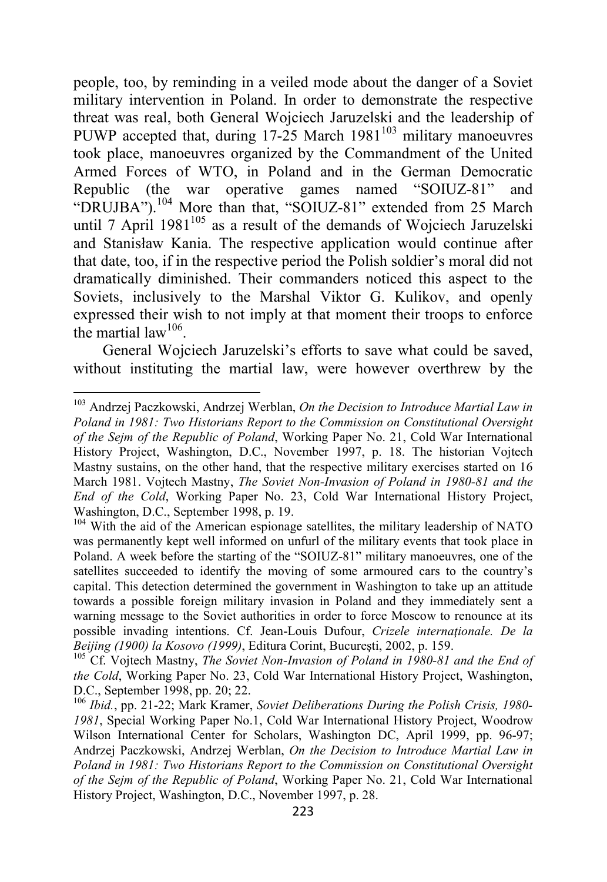people, too, by reminding in a veiled mode about the danger of a Soviet military intervention in Poland. In order to demonstrate the respective threat was real, both General Wojciech Jaruzelski and the leadership of PUWP accepted that, during 17-25 March 1981[103] military manoeuvres took place, manoeuvres organized by the Commandment of the United Armed Forces of WTO, in Poland and in the German Democratic Republic (the war operative games named "SOIUZ-81" and "DRUJBA").[104] More than that, "SOIUZ-81" extended from 25 March until 7 April 1981[105] as a result of the demands of Wojciech Jaruzelski and Stanisław Kania. The respective application would continue after that date, too, if in the respective period the Polish soldier's moral did not dramatically diminished. Their commanders noticed this aspect to the Soviets, inclusively to the Marshal Viktor G. Kulikov, and openly expressed their wish to not imply at that moment their troops to enforce the martial law[106].

General Wojciech Jaruzelski's efforts to save what could be saved, without instituting the martial law, were however overthrew by the

---

[103] Andrzej Paczkowski, Andrzej Werblan, *On the Decision to Introduce Martial Law in Poland in 1981: Two Historians Report to the Commission on Constitutional Oversight of the Sejm of the Republic of Poland*, Working Paper No. 21, Cold War International History Project, Washington, D.C., November 1997, p. 18. The historian Vojtech Mastny sustains, on the other hand, that the respective military exercises started on 16 March 1981. Vojtech Mastny, *The Soviet Non-Invasion of Poland in 1980-81 and the End of the Cold*, Working Paper No. 23, Cold War International History Project, Washington, D.C., September 1998, p. 19.

[104] With the aid of the American espionage satellites, the military leadership of NATO was permanently kept well informed on unfurl of the military events that took place in Poland. A week before the starting of the "SOIUZ-81" military manoeuvres, one of the satellites succeeded to identify the moving of some armoured cars to the country's capital. This detection determined the government in Washington to take up an attitude towards a possible foreign military invasion in Poland and they immediately sent a warning message to the Soviet authorities in order to force Moscow to renounce at its possible invading intentions. Cf. Jean-Louis Dufour, *Crizele internaţionale. De la Beijing (1900) la Kosovo (1999)*, Editura Corint, Bucureşti, 2002, p. 159.

[105] Cf. Vojtech Mastny, *The Soviet Non-Invasion of Poland in 1980-81 and the End of the Cold*, Working Paper No. 23, Cold War International History Project, Washington, D.C., September 1998, pp. 20; 22.

[106] *Ibid.*, pp. 21-22; Mark Kramer, *Soviet Deliberations During the Polish Crisis, 1980-1981*, Special Working Paper No.1, Cold War International History Project, Woodrow Wilson International Center for Scholars, Washington DC, April 1999, pp. 96-97; Andrzej Paczkowski, Andrzej Werblan, *On the Decision to Introduce Martial Law in Poland in 1981: Two Historians Report to the Commission on Constitutional Oversight of the Sejm of the Republic of Poland*, Working Paper No. 21, Cold War International History Project, Washington, D.C., November 1997, p. 28.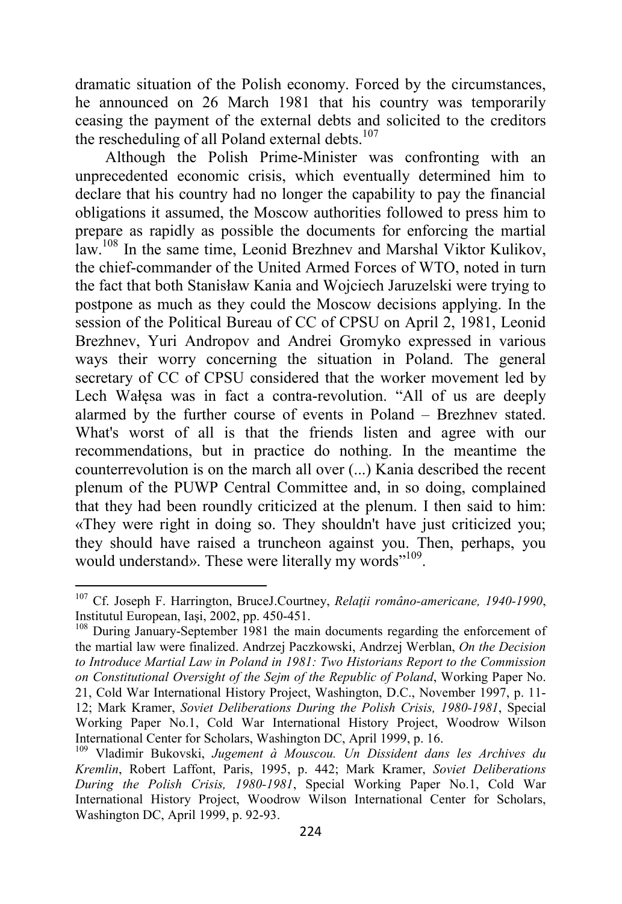dramatic situation of the Polish economy. Forced by the circumstances, he announced on 26 March 1981 that his country was temporarily ceasing the payment of the external debts and solicited to the creditors the rescheduling of all Poland external debts.[107]

Although the Polish Prime-Minister was confronting with an unprecedented economic crisis, which eventually determined him to declare that his country had no longer the capability to pay the financial obligations it assumed, the Moscow authorities followed to press him to prepare as rapidly as possible the documents for enforcing the martial law.[108] In the same time, Leonid Brezhnev and Marshal Viktor Kulikov, the chief-commander of the United Armed Forces of WTO, noted in turn the fact that both Stanisław Kania and Wojciech Jaruzelski were trying to postpone as much as they could the Moscow decisions applying. In the session of the Political Bureau of CC of CPSU on April 2, 1981, Leonid Brezhnev, Yuri Andropov and Andrei Gromyko expressed in various ways their worry concerning the situation in Poland. The general secretary of CC of CPSU considered that the worker movement led by Lech Wałęsa was in fact a contra-revolution. "All of us are deeply alarmed by the further course of events in Poland – Brezhnev stated. What's worst of all is that the friends listen and agree with our recommendations, but in practice do nothing. In the meantime the counterrevolution is on the march all over (...) Kania described the recent plenum of the PUWP Central Committee and, in so doing, complained that they had been roundly criticized at the plenum. I then said to him: «They were right in doing so. They shouldn't have just criticized you; they should have raised a truncheon against you. Then, perhaps, you would understand». These were literally my words"[109].

---

[107] Cf. Joseph F. Harrington, BruceJ.Courtney, *Relații româno-americane, 1940-1990*, Institutul European, Iași, 2002, pp. 450-451.

[108] During January-September 1981 the main documents regarding the enforcement of the martial law were finalized. Andrzej Paczkowski, Andrzej Werblan, *On the Decision to Introduce Martial Law in Poland in 1981: Two Historians Report to the Commission on Constitutional Oversight of the Sejm of the Republic of Poland*, Working Paper No. 21, Cold War International History Project, Washington, D.C., November 1997, p. 11-12; Mark Kramer, *Soviet Deliberations During the Polish Crisis, 1980-1981*, Special Working Paper No.1, Cold War International History Project, Woodrow Wilson International Center for Scholars, Washington DC, April 1999, p. 16.

[109] Vladimir Bukovski, *Jugement à Mouscou. Un Dissident dans les Archives du Kremlin*, Robert Laffont, Paris, 1995, p. 442; Mark Kramer, *Soviet Deliberations During the Polish Crisis, 1980-1981*, Special Working Paper No.1, Cold War International History Project, Woodrow Wilson International Center for Scholars, Washington DC, April 1999, p. 92-93.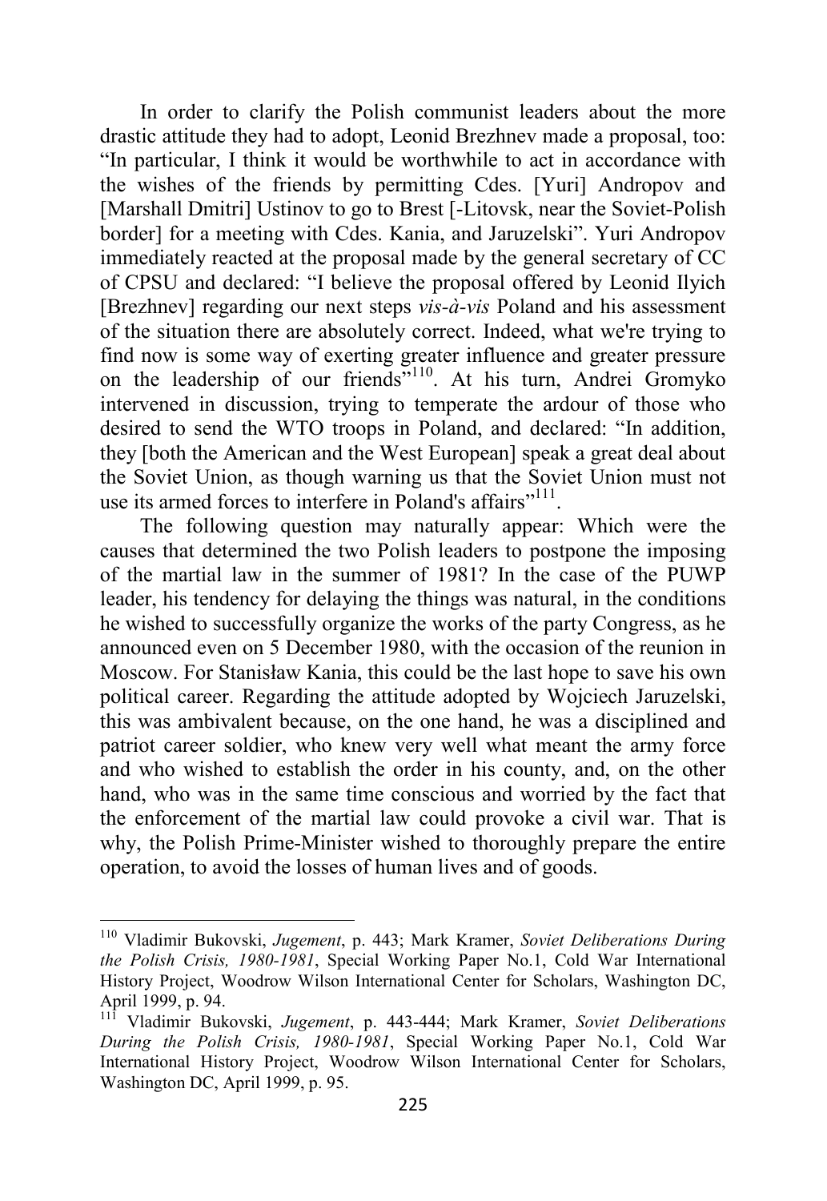In order to clarify the Polish communist leaders about the more drastic attitude they had to adopt, Leonid Brezhnev made a proposal, too: "In particular, I think it would be worthwhile to act in accordance with the wishes of the friends by permitting Cdes. [Yuri] Andropov and [Marshall Dmitri] Ustinov to go to Brest [-Litovsk, near the Soviet-Polish border] for a meeting with Cdes. Kania, and Jaruzelski". Yuri Andropov immediately reacted at the proposal made by the general secretary of CC of CPSU and declared: "I believe the proposal offered by Leonid Ilyich [Brezhnev] regarding our next steps *vis-à-vis* Poland and his assessment of the situation there are absolutely correct. Indeed, what we're trying to find now is some way of exerting greater influence and greater pressure on the leadership of our friends"[110]. At his turn, Andrei Gromyko intervened in discussion, trying to temperate the ardour of those who desired to send the WTO troops in Poland, and declared: "In addition, they [both the American and the West European] speak a great deal about the Soviet Union, as though warning us that the Soviet Union must not use its armed forces to interfere in Poland's affairs"[111].

The following question may naturally appear: Which were the causes that determined the two Polish leaders to postpone the imposing of the martial law in the summer of 1981? In the case of the PUWP leader, his tendency for delaying the things was natural, in the conditions he wished to successfully organize the works of the party Congress, as he announced even on 5 December 1980, with the occasion of the reunion in Moscow. For Stanisław Kania, this could be the last hope to save his own political career. Regarding the attitude adopted by Wojciech Jaruzelski, this was ambivalent because, on the one hand, he was a disciplined and patriot career soldier, who knew very well what meant the army force and who wished to establish the order in his county, and, on the other hand, who was in the same time conscious and worried by the fact that the enforcement of the martial law could provoke a civil war. That is why, the Polish Prime-Minister wished to thoroughly prepare the entire operation, to avoid the losses of human lives and of goods.

---

[110] Vladimir Bukovski, *Jugement*, p. 443; Mark Kramer, *Soviet Deliberations During the Polish Crisis, 1980-1981*, Special Working Paper No.1, Cold War International History Project, Woodrow Wilson International Center for Scholars, Washington DC, April 1999, p. 94.

[111] Vladimir Bukovski, *Jugement*, p. 443-444; Mark Kramer, *Soviet Deliberations During the Polish Crisis, 1980-1981*, Special Working Paper No.1, Cold War International History Project, Woodrow Wilson International Center for Scholars, Washington DC, April 1999, p. 95.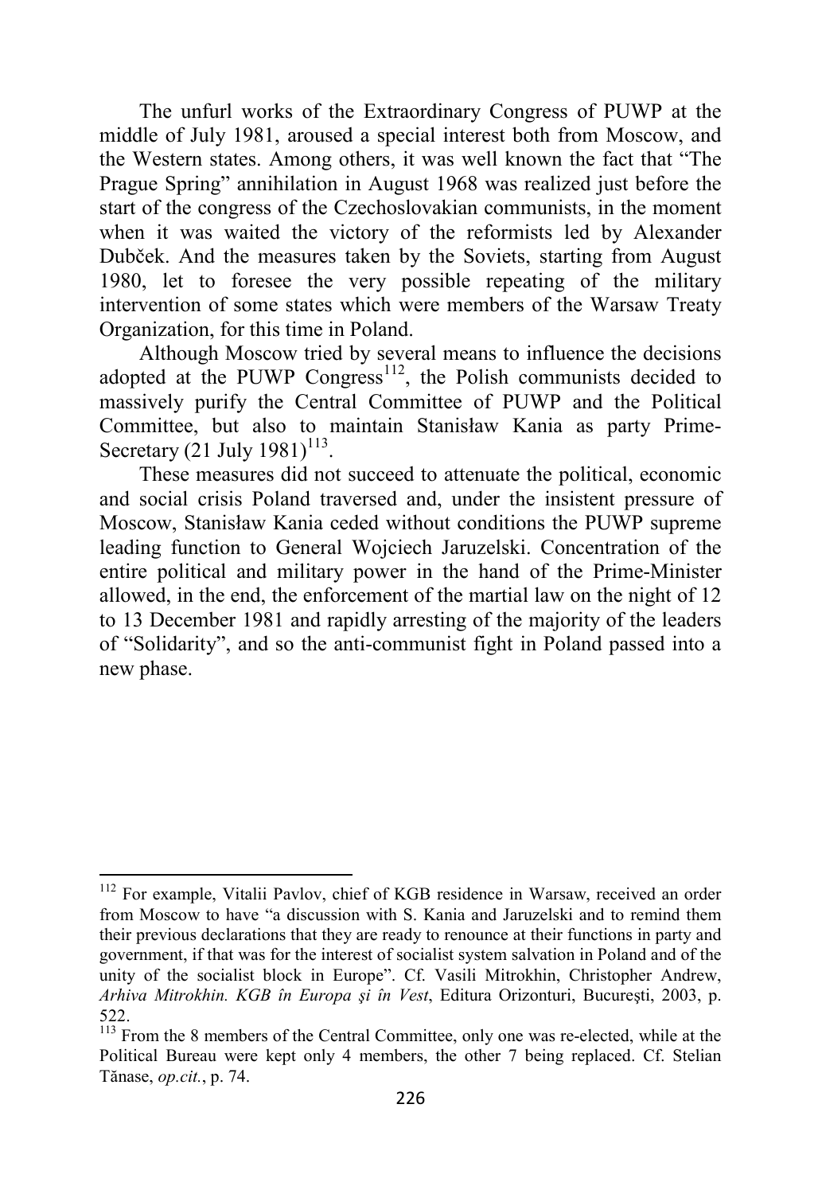The unfurl works of the Extraordinary Congress of PUWP at the middle of July 1981, aroused a special interest both from Moscow, and the Western states. Among others, it was well known the fact that "The Prague Spring" annihilation in August 1968 was realized just before the start of the congress of the Czechoslovakian communists, in the moment when it was waited the victory of the reformists led by Alexander Dubček. And the measures taken by the Soviets, starting from August 1980, let to foresee the very possible repeating of the military intervention of some states which were members of the Warsaw Treaty Organization, for this time in Poland.

Although Moscow tried by several means to influence the decisions adopted at the PUWP Congress[112], the Polish communists decided to massively purify the Central Committee of PUWP and the Political Committee, but also to maintain Stanisław Kania as party Prime-Secretary (21 July 1981)[113].

These measures did not succeed to attenuate the political, economic and social crisis Poland traversed and, under the insistent pressure of Moscow, Stanisław Kania ceded without conditions the PUWP supreme leading function to General Wojciech Jaruzelski. Concentration of the entire political and military power in the hand of the Prime-Minister allowed, in the end, the enforcement of the martial law on the night of 12 to 13 December 1981 and rapidly arresting of the majority of the leaders of "Solidarity", and so the anti-communist fight in Poland passed into a new phase.

---

[112] For example, Vitalii Pavlov, chief of KGB residence in Warsaw, received an order from Moscow to have "a discussion with S. Kania and Jaruzelski and to remind them their previous declarations that they are ready to renounce at their functions in party and government, if that was for the interest of socialist system salvation in Poland and of the unity of the socialist block in Europe". Cf. Vasili Mitrokhin, Christopher Andrew, *Arhiva Mitrokhin. KGB în Europa şi în Vest*, Editura Orizonturi, Bucureşti, 2003, p. 522.

[113] From the 8 members of the Central Committee, only one was re-elected, while at the Political Bureau were kept only 4 members, the other 7 being replaced. Cf. Stelian Tănase, *op.cit.*, p. 74.